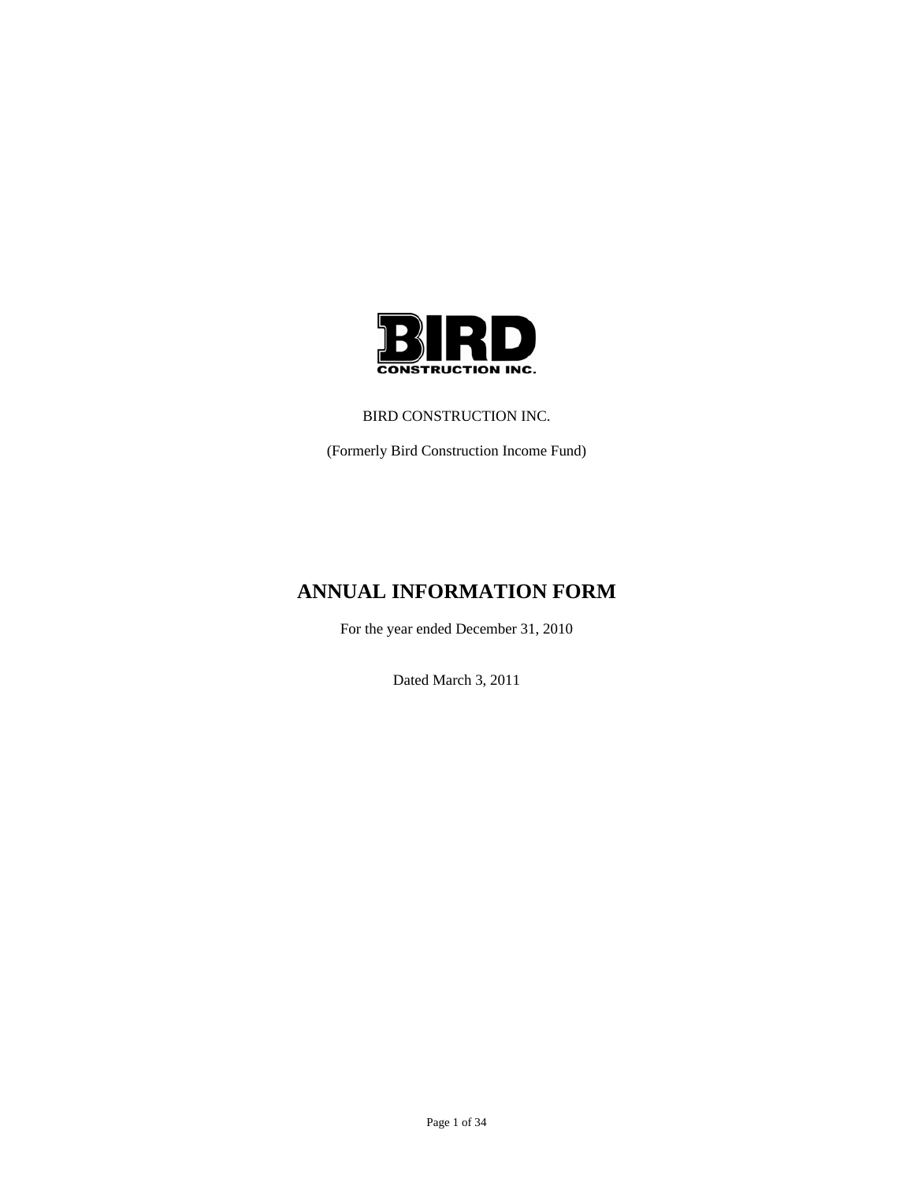BIRD CONSTRUCTION INC.

(Formerly Bird Construction Income Fund)

# ANNUAL INFORMATION FORM

For the year ended December 31, 2010

Dated March 3, 2011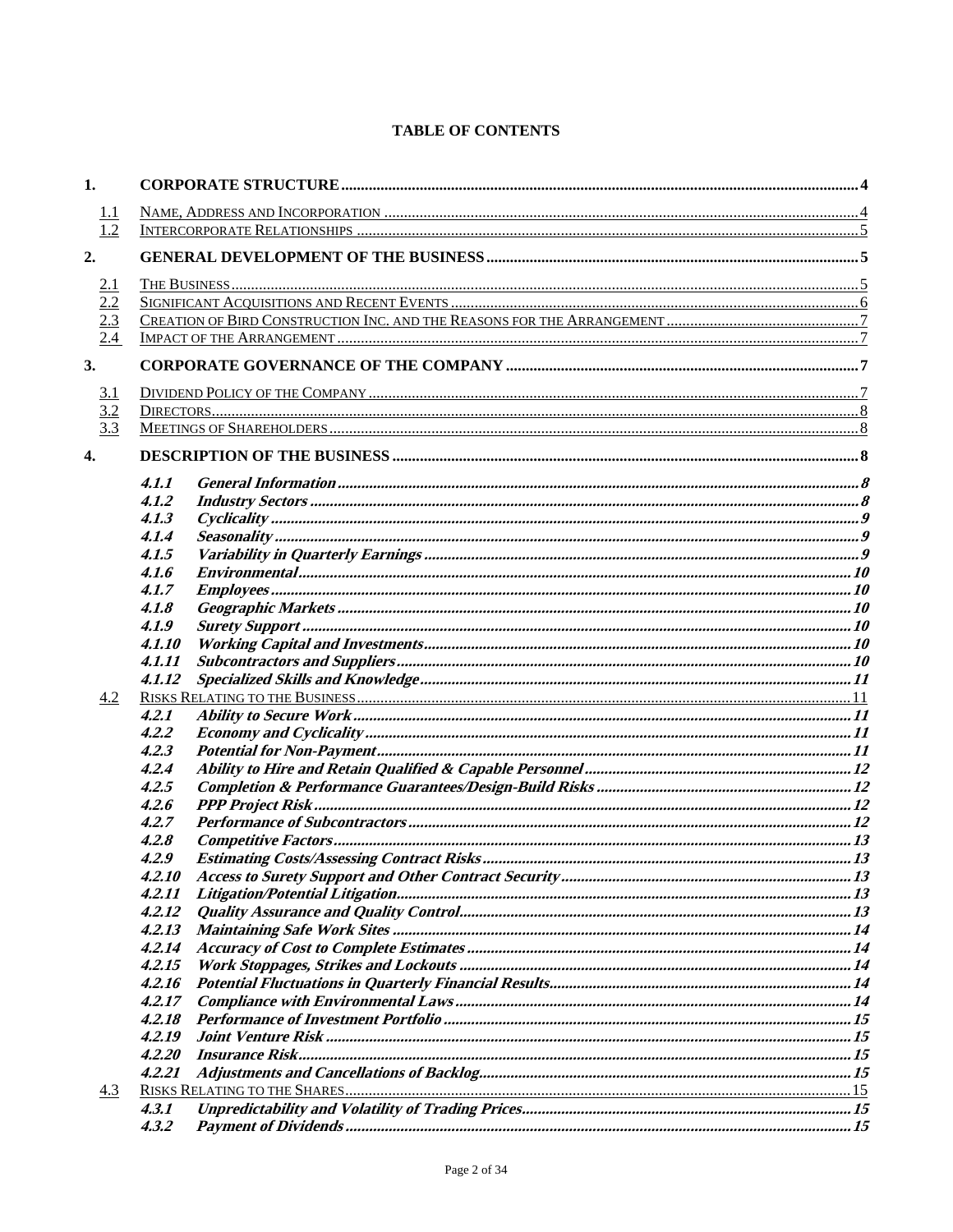# TABLE OF CONTENTS

| | | | |
|---|---|---|---|
| **1.** | **CORPORATE STRUCTURE** | | **4** |
| 1.1 | NAME, ADDRESS AND INCORPORATION | | 4 |
| 1.2 | INTERCORPORATE RELATIONSHIPS | | 5 |
| **2.** | **GENERAL DEVELOPMENT OF THE BUSINESS** | | **5** |
| 2.1 | THE BUSINESS | | 5 |
| 2.2 | SIGNIFICANT ACQUISITIONS AND RECENT EVENTS | | 6 |
| 2.3 | CREATION OF BIRD CONSTRUCTION INC. AND THE REASONS FOR THE ARRANGEMENT | | 7 |
| 2.4 | IMPACT OF THE ARRANGEMENT | | 7 |
| **3.** | **CORPORATE GOVERNANCE OF THE COMPANY** | | **7** |
| 3.1 | DIVIDEND POLICY OF THE COMPANY | | 7 |
| 3.2 | DIRECTORS | | 8 |
| 3.3 | MEETINGS OF SHAREHOLDERS | | 8 |
| **4.** | **DESCRIPTION OF THE BUSINESS** | | **8** |
| | ***4.1.1*** | ***General Information*** | ***8*** |
| | ***4.1.2*** | ***Industry Sectors*** | ***8*** |
| | ***4.1.3*** | ***Cyclicality*** | ***9*** |
| | ***4.1.4*** | ***Seasonality*** | ***9*** |
| | ***4.1.5*** | ***Variability in Quarterly Earnings*** | ***9*** |
| | ***4.1.6*** | ***Environmental*** | ***10*** |
| | ***4.1.7*** | ***Employees*** | ***10*** |
| | ***4.1.8*** | ***Geographic Markets*** | ***10*** |
| | ***4.1.9*** | ***Surety Support*** | ***10*** |
| | ***4.1.10*** | ***Working Capital and Investments*** | ***10*** |
| | ***4.1.11*** | ***Subcontractors and Suppliers*** | ***10*** |
| | ***4.1.12*** | ***Specialized Skills and Knowledge*** | ***11*** |
| 4.2 | RISKS RELATING TO THE BUSINESS | | 11 |
| | ***4.2.1*** | ***Ability to Secure Work*** | ***11*** |
| | ***4.2.2*** | ***Economy and Cyclicality*** | ***11*** |
| | ***4.2.3*** | ***Potential for Non-Payment*** | ***11*** |
| | ***4.2.4*** | ***Ability to Hire and Retain Qualified & Capable Personnel*** | ***12*** |
| | ***4.2.5*** | ***Completion & Performance Guarantees/Design-Build Risks*** | ***12*** |
| | ***4.2.6*** | ***PPP Project Risk*** | ***12*** |
| | ***4.2.7*** | ***Performance of Subcontractors*** | ***12*** |
| | ***4.2.8*** | ***Competitive Factors*** | ***13*** |
| | ***4.2.9*** | ***Estimating Costs/Assessing Contract Risks*** | ***13*** |
| | ***4.2.10*** | ***Access to Surety Support and Other Contract Security*** | ***13*** |
| | ***4.2.11*** | ***Litigation/Potential Litigation*** | ***13*** |
| | ***4.2.12*** | ***Quality Assurance and Quality Control*** | ***13*** |
| | ***4.2.13*** | ***Maintaining Safe Work Sites*** | ***14*** |
| | ***4.2.14*** | ***Accuracy of Cost to Complete Estimates*** | ***14*** |
| | ***4.2.15*** | ***Work Stoppages, Strikes and Lockouts*** | ***14*** |
| | ***4.2.16*** | ***Potential Fluctuations in Quarterly Financial Results*** | ***14*** |
| | ***4.2.17*** | ***Compliance with Environmental Laws*** | ***14*** |
| | ***4.2.18*** | ***Performance of Investment Portfolio*** | ***15*** |
| | ***4.2.19*** | ***Joint Venture Risk*** | ***15*** |
| | ***4.2.20*** | ***Insurance Risk*** | ***15*** |
| | ***4.2.21*** | ***Adjustments and Cancellations of Backlog*** | ***15*** |
| 4.3 | RISKS RELATING TO THE SHARES | | 15 |
| | ***4.3.1*** | ***Unpredictability and Volatility of Trading Prices*** | ***15*** |
| | ***4.3.2*** | ***Payment of Dividends*** | ***15*** |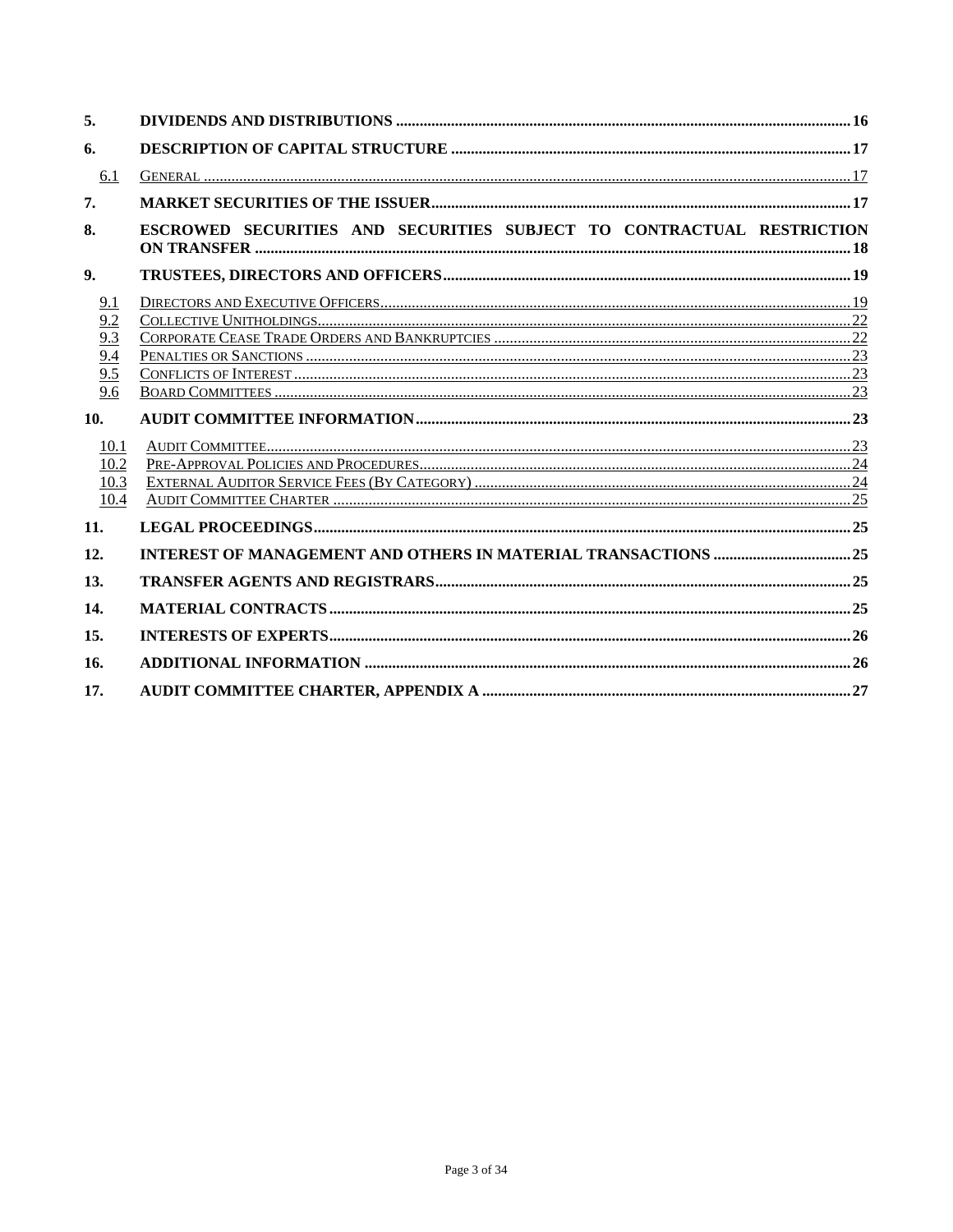| | | |
|---|---|---|
| **5.** | **DIVIDENDS AND DISTRIBUTIONS** | **16** |
| **6.** | **DESCRIPTION OF CAPITAL STRUCTURE** | **17** |
| 6.1 | GENERAL | 17 |
| **7.** | **MARKET SECURITIES OF THE ISSUER** | **17** |
| **8.** | **ESCROWED SECURITIES AND SECURITIES SUBJECT TO CONTRACTUAL RESTRICTION ON TRANSFER** | **18** |
| **9.** | **TRUSTEES, DIRECTORS AND OFFICERS** | **19** |
| 9.1 | DIRECTORS AND EXECUTIVE OFFICERS | 19 |
| 9.2 | COLLECTIVE UNITHOLDINGS | 22 |
| 9.3 | CORPORATE CEASE TRADE ORDERS AND BANKRUPTCIES | 22 |
| 9.4 | PENALTIES OR SANCTIONS | 23 |
| 9.5 | CONFLICTS OF INTEREST | 23 |
| 9.6 | BOARD COMMITTEES | 23 |
| **10.** | **AUDIT COMMITTEE INFORMATION** | **23** |
| 10.1 | AUDIT COMMITTEE | 23 |
| 10.2 | PRE-APPROVAL POLICIES AND PROCEDURES | 24 |
| 10.3 | EXTERNAL AUDITOR SERVICE FEES (BY CATEGORY) | 24 |
| 10.4 | AUDIT COMMITTEE CHARTER | 25 |
| **11.** | **LEGAL PROCEEDINGS** | **25** |
| **12.** | **INTEREST OF MANAGEMENT AND OTHERS IN MATERIAL TRANSACTIONS** | **25** |
| **13.** | **TRANSFER AGENTS AND REGISTRARS** | **25** |
| **14.** | **MATERIAL CONTRACTS** | **25** |
| **15.** | **INTERESTS OF EXPERTS** | **26** |
| **16.** | **ADDITIONAL INFORMATION** | **26** |
| **17.** | **AUDIT COMMITTEE CHARTER, APPENDIX A** | **27** |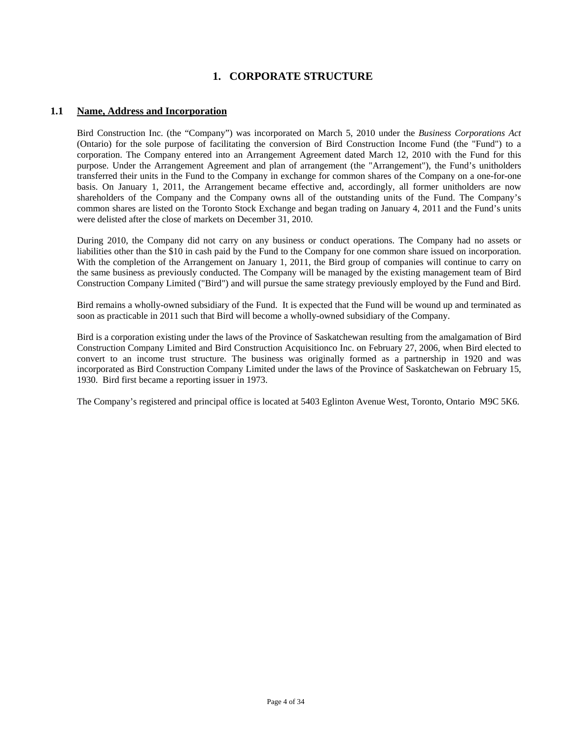# 1. CORPORATE STRUCTURE

## 1.1 Name, Address and Incorporation

Bird Construction Inc. (the "Company") was incorporated on March 5, 2010 under the *Business Corporations Act* (Ontario) for the sole purpose of facilitating the conversion of Bird Construction Income Fund (the "Fund") to a corporation. The Company entered into an Arrangement Agreement dated March 12, 2010 with the Fund for this purpose. Under the Arrangement Agreement and plan of arrangement (the "Arrangement"), the Fund's unitholders transferred their units in the Fund to the Company in exchange for common shares of the Company on a one-for-one basis. On January 1, 2011, the Arrangement became effective and, accordingly, all former unitholders are now shareholders of the Company and the Company owns all of the outstanding units of the Fund. The Company's common shares are listed on the Toronto Stock Exchange and began trading on January 4, 2011 and the Fund's units were delisted after the close of markets on December 31, 2010.

During 2010, the Company did not carry on any business or conduct operations. The Company had no assets or liabilities other than the $10 in cash paid by the Fund to the Company for one common share issued on incorporation. With the completion of the Arrangement on January 1, 2011, the Bird group of companies will continue to carry on the same business as previously conducted. The Company will be managed by the existing management team of Bird Construction Company Limited ("Bird") and will pursue the same strategy previously employed by the Fund and Bird.

Bird remains a wholly-owned subsidiary of the Fund. It is expected that the Fund will be wound up and terminated as soon as practicable in 2011 such that Bird will become a wholly-owned subsidiary of the Company.

Bird is a corporation existing under the laws of the Province of Saskatchewan resulting from the amalgamation of Bird Construction Company Limited and Bird Construction Acquisitionco Inc. on February 27, 2006, when Bird elected to convert to an income trust structure. The business was originally formed as a partnership in 1920 and was incorporated as Bird Construction Company Limited under the laws of the Province of Saskatchewan on February 15, 1930. Bird first became a reporting issuer in 1973.

The Company's registered and principal office is located at 5403 Eglinton Avenue West, Toronto, Ontario M9C 5K6.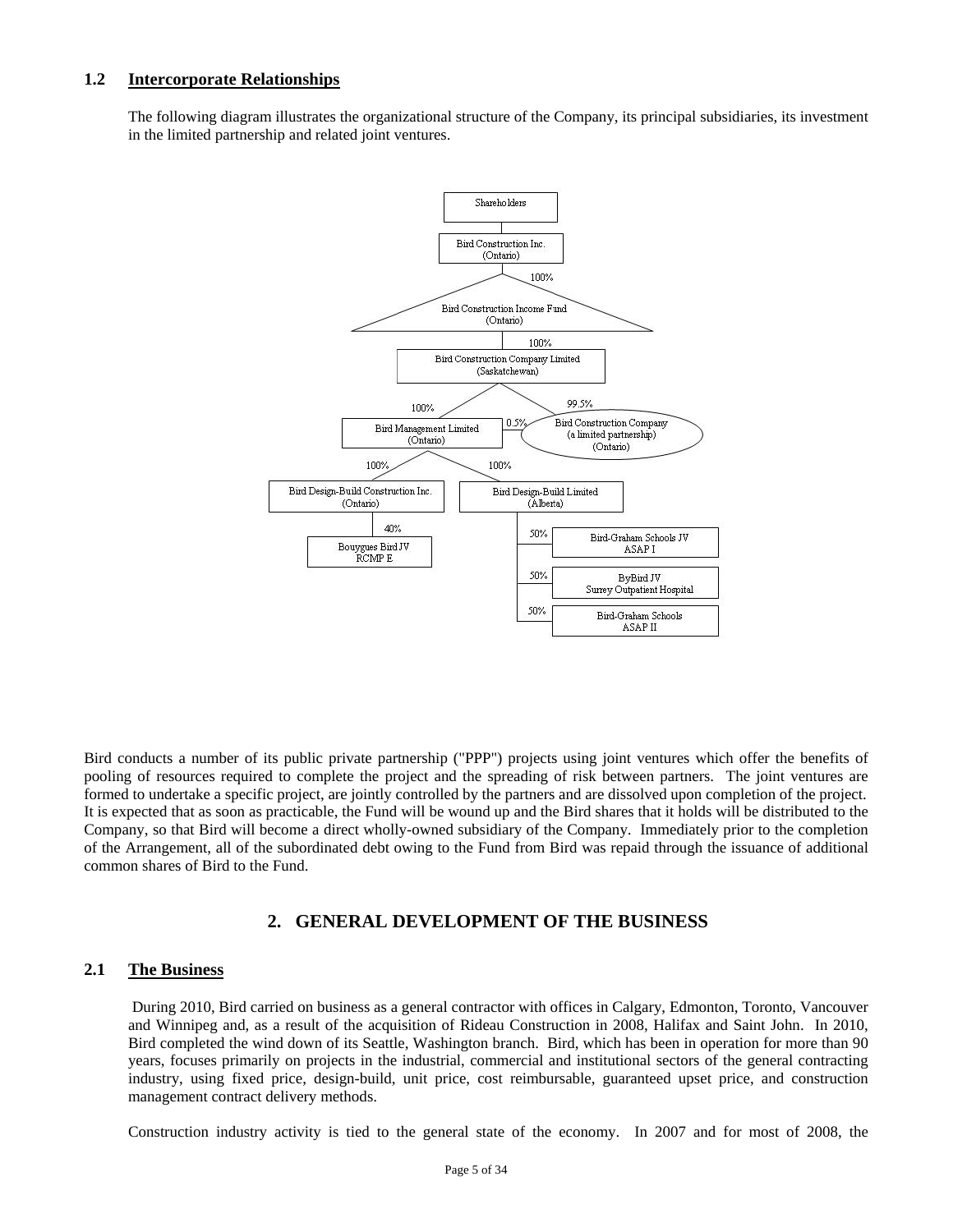### 1.2 Intercorporate Relationships

The following diagram illustrates the organizational structure of the Company, its principal subsidiaries, its investment in the limited partnership and related joint ventures.

- Shareholders
  - Bird Construction Inc. (Ontario)
    - 100% — Bird Construction Income Fund (Ontario)
      - 100% — Bird Construction Company Limited (Saskatchewan)
        - 100% — Bird Management Limited (Ontario)
          - 0.5% — Bird Construction Company (a limited partnership) (Ontario)
          - 100% — Bird Design-Build Construction Inc. (Ontario)
            - 40% — Bouygues Bird JV RCMP E
          - 100% — Bird Design-Build Limited (Alberta)
            - 50% — Bird-Graham Schools JV ASAP I
            - 50% — ByBird JV Surrey Outpatient Hospital
            - 50% — Bird-Graham Schools ASAP II
        - 99.5% — Bird Construction Company (a limited partnership) (Ontario)

Bird conducts a number of its public private partnership ("PPP") projects using joint ventures which offer the benefits of pooling of resources required to complete the project and the spreading of risk between partners. The joint ventures are formed to undertake a specific project, are jointly controlled by the partners and are dissolved upon completion of the project. It is expected that as soon as practicable, the Fund will be wound up and the Bird shares that it holds will be distributed to the Company, so that Bird will become a direct wholly-owned subsidiary of the Company. Immediately prior to the completion of the Arrangement, all of the subordinated debt owing to the Fund from Bird was repaid through the issuance of additional common shares of Bird to the Fund.

## 2. GENERAL DEVELOPMENT OF THE BUSINESS

### 2.1 The Business

During 2010, Bird carried on business as a general contractor with offices in Calgary, Edmonton, Toronto, Vancouver and Winnipeg and, as a result of the acquisition of Rideau Construction in 2008, Halifax and Saint John. In 2010, Bird completed the wind down of its Seattle, Washington branch. Bird, which has been in operation for more than 90 years, focuses primarily on projects in the industrial, commercial and institutional sectors of the general contracting industry, using fixed price, design-build, unit price, cost reimbursable, guaranteed upset price, and construction management contract delivery methods.

Construction industry activity is tied to the general state of the economy. In 2007 and for most of 2008, the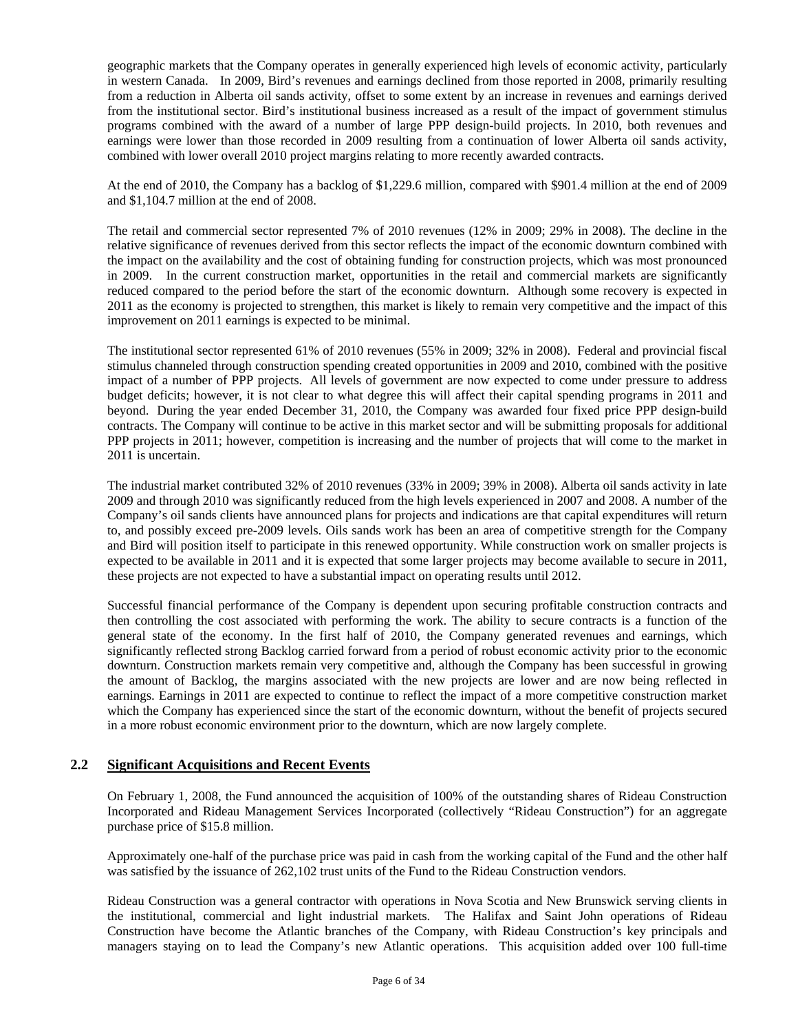geographic markets that the Company operates in generally experienced high levels of economic activity, particularly in western Canada. In 2009, Bird's revenues and earnings declined from those reported in 2008, primarily resulting from a reduction in Alberta oil sands activity, offset to some extent by an increase in revenues and earnings derived from the institutional sector. Bird's institutional business increased as a result of the impact of government stimulus programs combined with the award of a number of large PPP design-build projects. In 2010, both revenues and earnings were lower than those recorded in 2009 resulting from a continuation of lower Alberta oil sands activity, combined with lower overall 2010 project margins relating to more recently awarded contracts.

At the end of 2010, the Company has a backlog of $1,229.6 million, compared with $901.4 million at the end of 2009 and $1,104.7 million at the end of 2008.

The retail and commercial sector represented 7% of 2010 revenues (12% in 2009; 29% in 2008). The decline in the relative significance of revenues derived from this sector reflects the impact of the economic downturn combined with the impact on the availability and the cost of obtaining funding for construction projects, which was most pronounced in 2009. In the current construction market, opportunities in the retail and commercial markets are significantly reduced compared to the period before the start of the economic downturn. Although some recovery is expected in 2011 as the economy is projected to strengthen, this market is likely to remain very competitive and the impact of this improvement on 2011 earnings is expected to be minimal.

The institutional sector represented 61% of 2010 revenues (55% in 2009; 32% in 2008). Federal and provincial fiscal stimulus channeled through construction spending created opportunities in 2009 and 2010, combined with the positive impact of a number of PPP projects. All levels of government are now expected to come under pressure to address budget deficits; however, it is not clear to what degree this will affect their capital spending programs in 2011 and beyond. During the year ended December 31, 2010, the Company was awarded four fixed price PPP design-build contracts. The Company will continue to be active in this market sector and will be submitting proposals for additional PPP projects in 2011; however, competition is increasing and the number of projects that will come to the market in 2011 is uncertain.

The industrial market contributed 32% of 2010 revenues (33% in 2009; 39% in 2008). Alberta oil sands activity in late 2009 and through 2010 was significantly reduced from the high levels experienced in 2007 and 2008. A number of the Company's oil sands clients have announced plans for projects and indications are that capital expenditures will return to, and possibly exceed pre-2009 levels. Oils sands work has been an area of competitive strength for the Company and Bird will position itself to participate in this renewed opportunity. While construction work on smaller projects is expected to be available in 2011 and it is expected that some larger projects may become available to secure in 2011, these projects are not expected to have a substantial impact on operating results until 2012.

Successful financial performance of the Company is dependent upon securing profitable construction contracts and then controlling the cost associated with performing the work. The ability to secure contracts is a function of the general state of the economy. In the first half of 2010, the Company generated revenues and earnings, which significantly reflected strong Backlog carried forward from a period of robust economic activity prior to the economic downturn. Construction markets remain very competitive and, although the Company has been successful in growing the amount of Backlog, the margins associated with the new projects are lower and are now being reflected in earnings. Earnings in 2011 are expected to continue to reflect the impact of a more competitive construction market which the Company has experienced since the start of the economic downturn, without the benefit of projects secured in a more robust economic environment prior to the downturn, which are now largely complete.

## 2.2 Significant Acquisitions and Recent Events

On February 1, 2008, the Fund announced the acquisition of 100% of the outstanding shares of Rideau Construction Incorporated and Rideau Management Services Incorporated (collectively "Rideau Construction") for an aggregate purchase price of $15.8 million.

Approximately one-half of the purchase price was paid in cash from the working capital of the Fund and the other half was satisfied by the issuance of 262,102 trust units of the Fund to the Rideau Construction vendors.

Rideau Construction was a general contractor with operations in Nova Scotia and New Brunswick serving clients in the institutional, commercial and light industrial markets. The Halifax and Saint John operations of Rideau Construction have become the Atlantic branches of the Company, with Rideau Construction's key principals and managers staying on to lead the Company's new Atlantic operations. This acquisition added over 100 full-time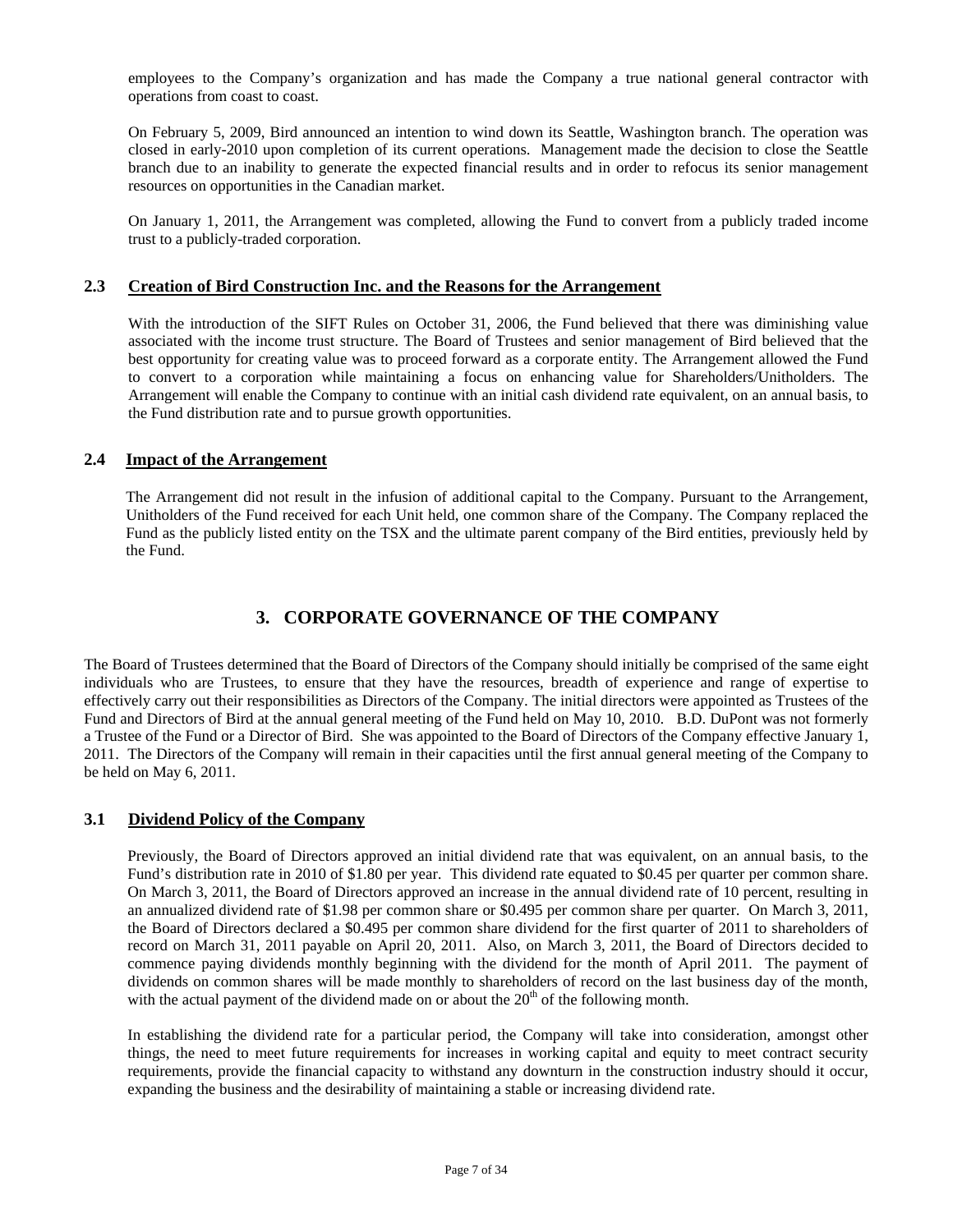employees to the Company's organization and has made the Company a true national general contractor with operations from coast to coast.

On February 5, 2009, Bird announced an intention to wind down its Seattle, Washington branch. The operation was closed in early-2010 upon completion of its current operations. Management made the decision to close the Seattle branch due to an inability to generate the expected financial results and in order to refocus its senior management resources on opportunities in the Canadian market.

On January 1, 2011, the Arrangement was completed, allowing the Fund to convert from a publicly traded income trust to a publicly-traded corporation.

### 2.3 Creation of Bird Construction Inc. and the Reasons for the Arrangement

With the introduction of the SIFT Rules on October 31, 2006, the Fund believed that there was diminishing value associated with the income trust structure. The Board of Trustees and senior management of Bird believed that the best opportunity for creating value was to proceed forward as a corporate entity. The Arrangement allowed the Fund to convert to a corporation while maintaining a focus on enhancing value for Shareholders/Unitholders. The Arrangement will enable the Company to continue with an initial cash dividend rate equivalent, on an annual basis, to the Fund distribution rate and to pursue growth opportunities.

### 2.4 Impact of the Arrangement

The Arrangement did not result in the infusion of additional capital to the Company. Pursuant to the Arrangement, Unitholders of the Fund received for each Unit held, one common share of the Company. The Company replaced the Fund as the publicly listed entity on the TSX and the ultimate parent company of the Bird entities, previously held by the Fund.

## 3. CORPORATE GOVERNANCE OF THE COMPANY

The Board of Trustees determined that the Board of Directors of the Company should initially be comprised of the same eight individuals who are Trustees, to ensure that they have the resources, breadth of experience and range of expertise to effectively carry out their responsibilities as Directors of the Company. The initial directors were appointed as Trustees of the Fund and Directors of Bird at the annual general meeting of the Fund held on May 10, 2010. B.D. DuPont was not formerly a Trustee of the Fund or a Director of Bird. She was appointed to the Board of Directors of the Company effective January 1, 2011. The Directors of the Company will remain in their capacities until the first annual general meeting of the Company to be held on May 6, 2011.

### 3.1 Dividend Policy of the Company

Previously, the Board of Directors approved an initial dividend rate that was equivalent, on an annual basis, to the Fund's distribution rate in 2010 of $1.80 per year. This dividend rate equated to $0.45 per quarter per common share. On March 3, 2011, the Board of Directors approved an increase in the annual dividend rate of 10 percent, resulting in an annualized dividend rate of $1.98 per common share or $0.495 per common share per quarter. On March 3, 2011, the Board of Directors declared a $0.495 per common share dividend for the first quarter of 2011 to shareholders of record on March 31, 2011 payable on April 20, 2011. Also, on March 3, 2011, the Board of Directors decided to commence paying dividends monthly beginning with the dividend for the month of April 2011. The payment of dividends on common shares will be made monthly to shareholders of record on the last business day of the month, with the actual payment of the dividend made on or about the 20th of the following month.

In establishing the dividend rate for a particular period, the Company will take into consideration, amongst other things, the need to meet future requirements for increases in working capital and equity to meet contract security requirements, provide the financial capacity to withstand any downturn in the construction industry should it occur, expanding the business and the desirability of maintaining a stable or increasing dividend rate.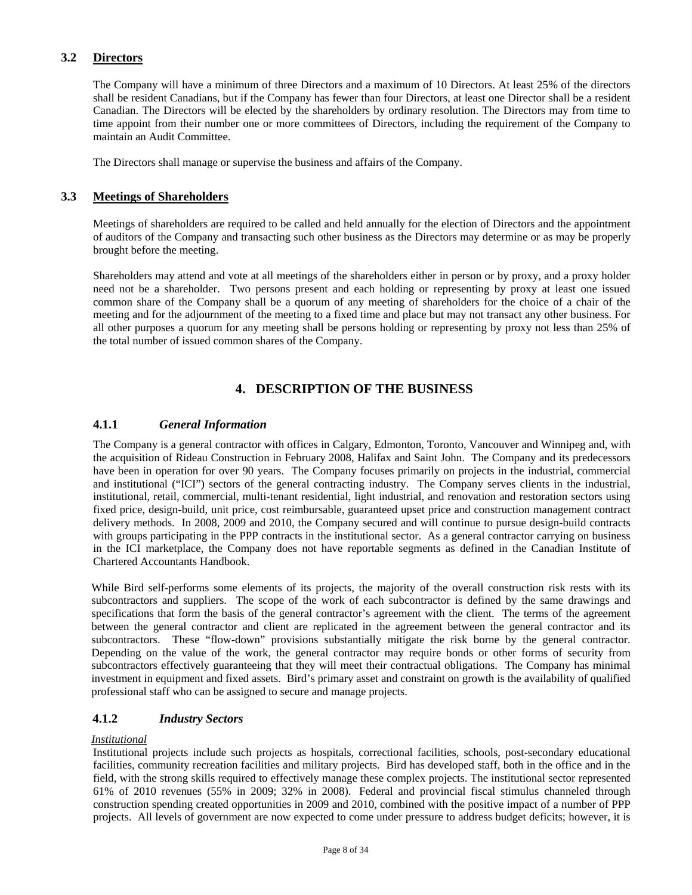### 3.2 Directors

The Company will have a minimum of three Directors and a maximum of 10 Directors. At least 25% of the directors shall be resident Canadians, but if the Company has fewer than four Directors, at least one Director shall be a resident Canadian. The Directors will be elected by the shareholders by ordinary resolution. The Directors may from time to time appoint from their number one or more committees of Directors, including the requirement of the Company to maintain an Audit Committee.

The Directors shall manage or supervise the business and affairs of the Company.

### 3.3 Meetings of Shareholders

Meetings of shareholders are required to be called and held annually for the election of Directors and the appointment of auditors of the Company and transacting such other business as the Directors may determine or as may be properly brought before the meeting.

Shareholders may attend and vote at all meetings of the shareholders either in person or by proxy, and a proxy holder need not be a shareholder. Two persons present and each holding or representing by proxy at least one issued common share of the Company shall be a quorum of any meeting of shareholders for the choice of a chair of the meeting and for the adjournment of the meeting to a fixed time and place but may not transact any other business. For all other purposes a quorum for any meeting shall be persons holding or representing by proxy not less than 25% of the total number of issued common shares of the Company.

## 4. DESCRIPTION OF THE BUSINESS

### 4.1.1 *General Information*

The Company is a general contractor with offices in Calgary, Edmonton, Toronto, Vancouver and Winnipeg and, with the acquisition of Rideau Construction in February 2008, Halifax and Saint John. The Company and its predecessors have been in operation for over 90 years. The Company focuses primarily on projects in the industrial, commercial and institutional ("ICI") sectors of the general contracting industry. The Company serves clients in the industrial, institutional, retail, commercial, multi-tenant residential, light industrial, and renovation and restoration sectors using fixed price, design-build, unit price, cost reimbursable, guaranteed upset price and construction management contract delivery methods. In 2008, 2009 and 2010, the Company secured and will continue to pursue design-build contracts with groups participating in the PPP contracts in the institutional sector. As a general contractor carrying on business in the ICI marketplace, the Company does not have reportable segments as defined in the Canadian Institute of Chartered Accountants Handbook.

While Bird self-performs some elements of its projects, the majority of the overall construction risk rests with its subcontractors and suppliers. The scope of the work of each subcontractor is defined by the same drawings and specifications that form the basis of the general contractor's agreement with the client. The terms of the agreement between the general contractor and client are replicated in the agreement between the general contractor and its subcontractors. These "flow-down" provisions substantially mitigate the risk borne by the general contractor. Depending on the value of the work, the general contractor may require bonds or other forms of security from subcontractors effectively guaranteeing that they will meet their contractual obligations. The Company has minimal investment in equipment and fixed assets. Bird's primary asset and constraint on growth is the availability of qualified professional staff who can be assigned to secure and manage projects.

### 4.1.2 *Industry Sectors*

*Institutional*

Institutional projects include such projects as hospitals, correctional facilities, schools, post-secondary educational facilities, community recreation facilities and military projects. Bird has developed staff, both in the office and in the field, with the strong skills required to effectively manage these complex projects. The institutional sector represented 61% of 2010 revenues (55% in 2009; 32% in 2008). Federal and provincial fiscal stimulus channeled through construction spending created opportunities in 2009 and 2010, combined with the positive impact of a number of PPP projects. All levels of government are now expected to come under pressure to address budget deficits; however, it is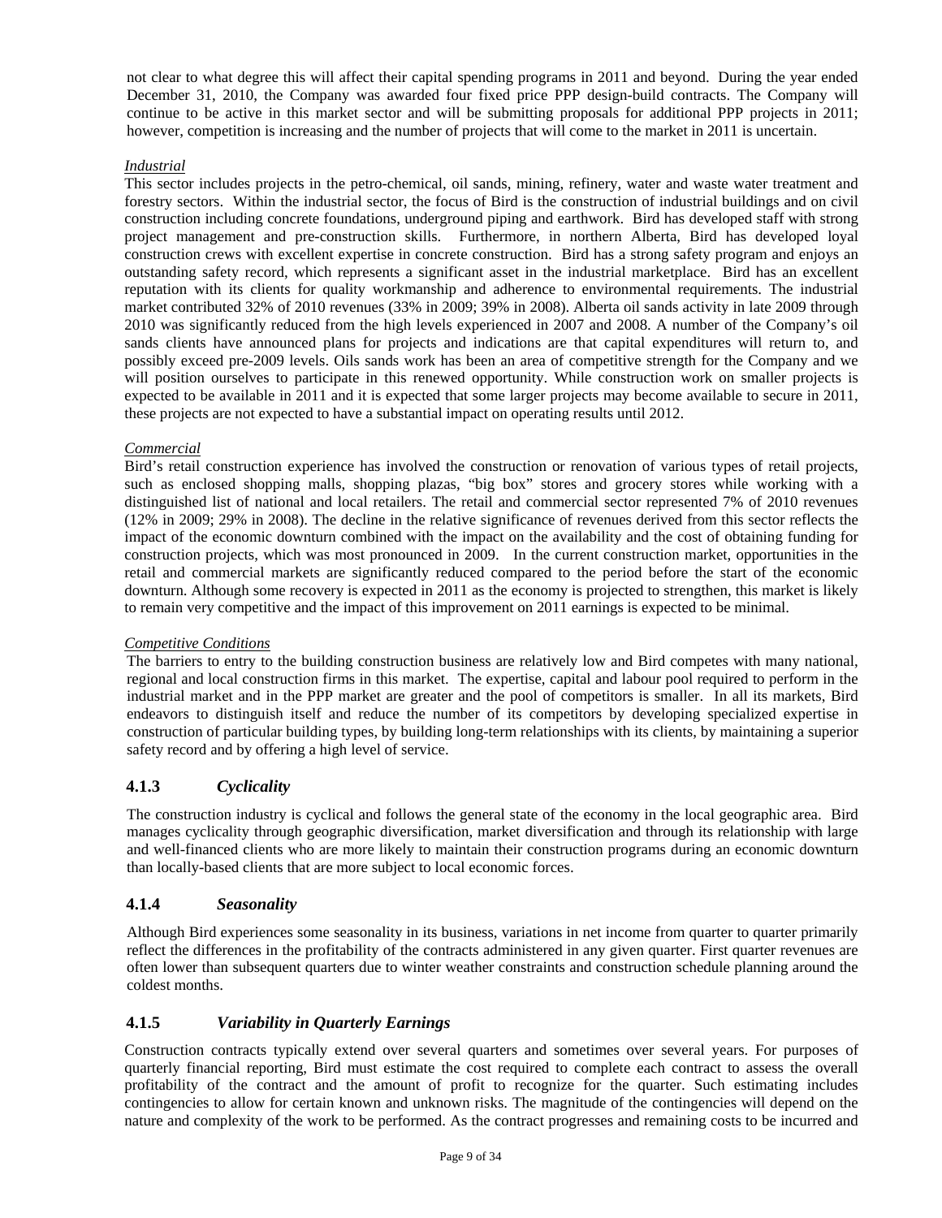not clear to what degree this will affect their capital spending programs in 2011 and beyond. During the year ended December 31, 2010, the Company was awarded four fixed price PPP design-build contracts. The Company will continue to be active in this market sector and will be submitting proposals for additional PPP projects in 2011; however, competition is increasing and the number of projects that will come to the market in 2011 is uncertain.

*Industrial*

This sector includes projects in the petro-chemical, oil sands, mining, refinery, water and waste water treatment and forestry sectors. Within the industrial sector, the focus of Bird is the construction of industrial buildings and on civil construction including concrete foundations, underground piping and earthwork. Bird has developed staff with strong project management and pre-construction skills. Furthermore, in northern Alberta, Bird has developed loyal construction crews with excellent expertise in concrete construction. Bird has a strong safety program and enjoys an outstanding safety record, which represents a significant asset in the industrial marketplace. Bird has an excellent reputation with its clients for quality workmanship and adherence to environmental requirements. The industrial market contributed 32% of 2010 revenues (33% in 2009; 39% in 2008). Alberta oil sands activity in late 2009 through 2010 was significantly reduced from the high levels experienced in 2007 and 2008. A number of the Company's oil sands clients have announced plans for projects and indications are that capital expenditures will return to, and possibly exceed pre-2009 levels. Oils sands work has been an area of competitive strength for the Company and we will position ourselves to participate in this renewed opportunity. While construction work on smaller projects is expected to be available in 2011 and it is expected that some larger projects may become available to secure in 2011, these projects are not expected to have a substantial impact on operating results until 2012.

*Commercial*

Bird's retail construction experience has involved the construction or renovation of various types of retail projects, such as enclosed shopping malls, shopping plazas, "big box" stores and grocery stores while working with a distinguished list of national and local retailers. The retail and commercial sector represented 7% of 2010 revenues (12% in 2009; 29% in 2008). The decline in the relative significance of revenues derived from this sector reflects the impact of the economic downturn combined with the impact on the availability and the cost of obtaining funding for construction projects, which was most pronounced in 2009. In the current construction market, opportunities in the retail and commercial markets are significantly reduced compared to the period before the start of the economic downturn. Although some recovery is expected in 2011 as the economy is projected to strengthen, this market is likely to remain very competitive and the impact of this improvement on 2011 earnings is expected to be minimal.

*Competitive Conditions*

The barriers to entry to the building construction business are relatively low and Bird competes with many national, regional and local construction firms in this market. The expertise, capital and labour pool required to perform in the industrial market and in the PPP market are greater and the pool of competitors is smaller. In all its markets, Bird endeavors to distinguish itself and reduce the number of its competitors by developing specialized expertise in construction of particular building types, by building long-term relationships with its clients, by maintaining a superior safety record and by offering a high level of service.

### 4.1.3 *Cyclicality*

The construction industry is cyclical and follows the general state of the economy in the local geographic area. Bird manages cyclicality through geographic diversification, market diversification and through its relationship with large and well-financed clients who are more likely to maintain their construction programs during an economic downturn than locally-based clients that are more subject to local economic forces.

### 4.1.4 *Seasonality*

Although Bird experiences some seasonality in its business, variations in net income from quarter to quarter primarily reflect the differences in the profitability of the contracts administered in any given quarter. First quarter revenues are often lower than subsequent quarters due to winter weather constraints and construction schedule planning around the coldest months.

### 4.1.5 *Variability in Quarterly Earnings*

Construction contracts typically extend over several quarters and sometimes over several years. For purposes of quarterly financial reporting, Bird must estimate the cost required to complete each contract to assess the overall profitability of the contract and the amount of profit to recognize for the quarter. Such estimating includes contingencies to allow for certain known and unknown risks. The magnitude of the contingencies will depend on the nature and complexity of the work to be performed. As the contract progresses and remaining costs to be incurred and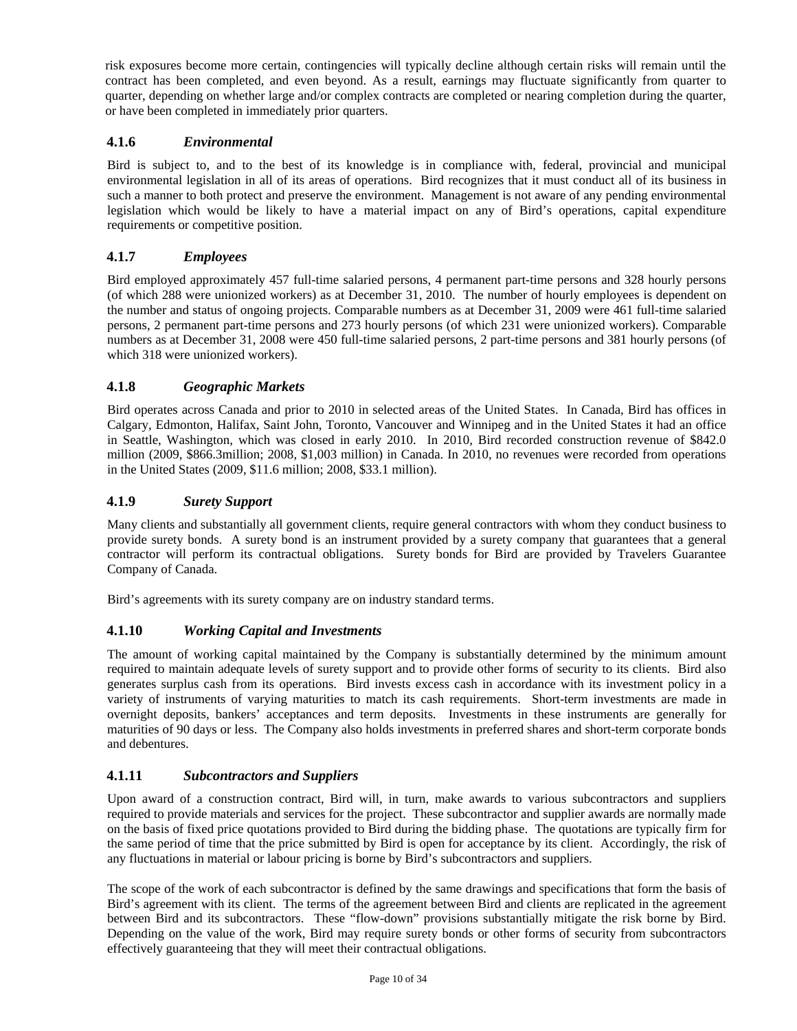risk exposures become more certain, contingencies will typically decline although certain risks will remain until the contract has been completed, and even beyond. As a result, earnings may fluctuate significantly from quarter to quarter, depending on whether large and/or complex contracts are completed or nearing completion during the quarter, or have been completed in immediately prior quarters.

### 4.1.6 *Environmental*

Bird is subject to, and to the best of its knowledge is in compliance with, federal, provincial and municipal environmental legislation in all of its areas of operations. Bird recognizes that it must conduct all of its business in such a manner to both protect and preserve the environment. Management is not aware of any pending environmental legislation which would be likely to have a material impact on any of Bird's operations, capital expenditure requirements or competitive position.

### 4.1.7 *Employees*

Bird employed approximately 457 full-time salaried persons, 4 permanent part-time persons and 328 hourly persons (of which 288 were unionized workers) as at December 31, 2010. The number of hourly employees is dependent on the number and status of ongoing projects. Comparable numbers as at December 31, 2009 were 461 full-time salaried persons, 2 permanent part-time persons and 273 hourly persons (of which 231 were unionized workers). Comparable numbers as at December 31, 2008 were 450 full-time salaried persons, 2 part-time persons and 381 hourly persons (of which 318 were unionized workers).

### 4.1.8 *Geographic Markets*

Bird operates across Canada and prior to 2010 in selected areas of the United States. In Canada, Bird has offices in Calgary, Edmonton, Halifax, Saint John, Toronto, Vancouver and Winnipeg and in the United States it had an office in Seattle, Washington, which was closed in early 2010. In 2010, Bird recorded construction revenue of $842.0 million (2009, $866.3million; 2008, $1,003 million) in Canada. In 2010, no revenues were recorded from operations in the United States (2009, $11.6 million; 2008, $33.1 million).

### 4.1.9 *Surety Support*

Many clients and substantially all government clients, require general contractors with whom they conduct business to provide surety bonds. A surety bond is an instrument provided by a surety company that guarantees that a general contractor will perform its contractual obligations. Surety bonds for Bird are provided by Travelers Guarantee Company of Canada.

Bird's agreements with its surety company are on industry standard terms.

### 4.1.10 *Working Capital and Investments*

The amount of working capital maintained by the Company is substantially determined by the minimum amount required to maintain adequate levels of surety support and to provide other forms of security to its clients. Bird also generates surplus cash from its operations. Bird invests excess cash in accordance with its investment policy in a variety of instruments of varying maturities to match its cash requirements. Short-term investments are made in overnight deposits, bankers' acceptances and term deposits. Investments in these instruments are generally for maturities of 90 days or less. The Company also holds investments in preferred shares and short-term corporate bonds and debentures.

### 4.1.11 *Subcontractors and Suppliers*

Upon award of a construction contract, Bird will, in turn, make awards to various subcontractors and suppliers required to provide materials and services for the project. These subcontractor and supplier awards are normally made on the basis of fixed price quotations provided to Bird during the bidding phase. The quotations are typically firm for the same period of time that the price submitted by Bird is open for acceptance by its client. Accordingly, the risk of any fluctuations in material or labour pricing is borne by Bird's subcontractors and suppliers.

The scope of the work of each subcontractor is defined by the same drawings and specifications that form the basis of Bird's agreement with its client. The terms of the agreement between Bird and clients are replicated in the agreement between Bird and its subcontractors. These "flow-down" provisions substantially mitigate the risk borne by Bird. Depending on the value of the work, Bird may require surety bonds or other forms of security from subcontractors effectively guaranteeing that they will meet their contractual obligations.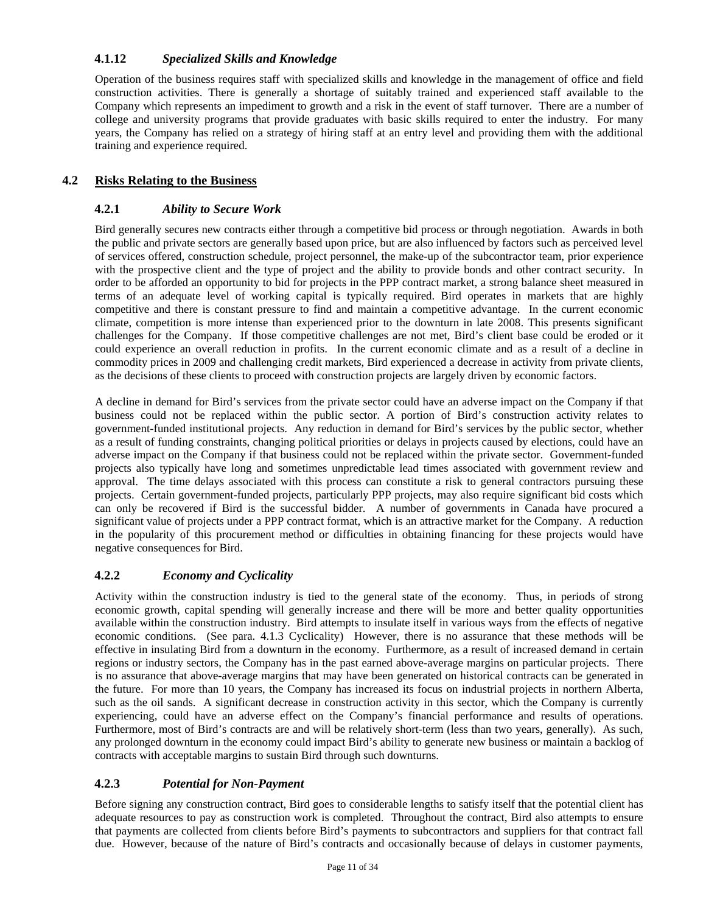### 4.1.12 *Specialized Skills and Knowledge*

Operation of the business requires staff with specialized skills and knowledge in the management of office and field construction activities. There is generally a shortage of suitably trained and experienced staff available to the Company which represents an impediment to growth and a risk in the event of staff turnover. There are a number of college and university programs that provide graduates with basic skills required to enter the industry. For many years, the Company has relied on a strategy of hiring staff at an entry level and providing them with the additional training and experience required.

## 4.2 Risks Relating to the Business

### 4.2.1 *Ability to Secure Work*

Bird generally secures new contracts either through a competitive bid process or through negotiation. Awards in both the public and private sectors are generally based upon price, but are also influenced by factors such as perceived level of services offered, construction schedule, project personnel, the make-up of the subcontractor team, prior experience with the prospective client and the type of project and the ability to provide bonds and other contract security. In order to be afforded an opportunity to bid for projects in the PPP contract market, a strong balance sheet measured in terms of an adequate level of working capital is typically required. Bird operates in markets that are highly competitive and there is constant pressure to find and maintain a competitive advantage. In the current economic climate, competition is more intense than experienced prior to the downturn in late 2008. This presents significant challenges for the Company. If those competitive challenges are not met, Bird's client base could be eroded or it could experience an overall reduction in profits. In the current economic climate and as a result of a decline in commodity prices in 2009 and challenging credit markets, Bird experienced a decrease in activity from private clients, as the decisions of these clients to proceed with construction projects are largely driven by economic factors.

A decline in demand for Bird's services from the private sector could have an adverse impact on the Company if that business could not be replaced within the public sector. A portion of Bird's construction activity relates to government-funded institutional projects. Any reduction in demand for Bird's services by the public sector, whether as a result of funding constraints, changing political priorities or delays in projects caused by elections, could have an adverse impact on the Company if that business could not be replaced within the private sector. Government-funded projects also typically have long and sometimes unpredictable lead times associated with government review and approval. The time delays associated with this process can constitute a risk to general contractors pursuing these projects. Certain government-funded projects, particularly PPP projects, may also require significant bid costs which can only be recovered if Bird is the successful bidder. A number of governments in Canada have procured a significant value of projects under a PPP contract format, which is an attractive market for the Company. A reduction in the popularity of this procurement method or difficulties in obtaining financing for these projects would have negative consequences for Bird.

### 4.2.2 *Economy and Cyclicality*

Activity within the construction industry is tied to the general state of the economy. Thus, in periods of strong economic growth, capital spending will generally increase and there will be more and better quality opportunities available within the construction industry. Bird attempts to insulate itself in various ways from the effects of negative economic conditions. (See para. 4.1.3 Cyclicality) However, there is no assurance that these methods will be effective in insulating Bird from a downturn in the economy. Furthermore, as a result of increased demand in certain regions or industry sectors, the Company has in the past earned above-average margins on particular projects. There is no assurance that above-average margins that may have been generated on historical contracts can be generated in the future. For more than 10 years, the Company has increased its focus on industrial projects in northern Alberta, such as the oil sands. A significant decrease in construction activity in this sector, which the Company is currently experiencing, could have an adverse effect on the Company's financial performance and results of operations. Furthermore, most of Bird's contracts are and will be relatively short-term (less than two years, generally). As such, any prolonged downturn in the economy could impact Bird's ability to generate new business or maintain a backlog of contracts with acceptable margins to sustain Bird through such downturns.

### 4.2.3 *Potential for Non-Payment*

Before signing any construction contract, Bird goes to considerable lengths to satisfy itself that the potential client has adequate resources to pay as construction work is completed. Throughout the contract, Bird also attempts to ensure that payments are collected from clients before Bird's payments to subcontractors and suppliers for that contract fall due. However, because of the nature of Bird's contracts and occasionally because of delays in customer payments,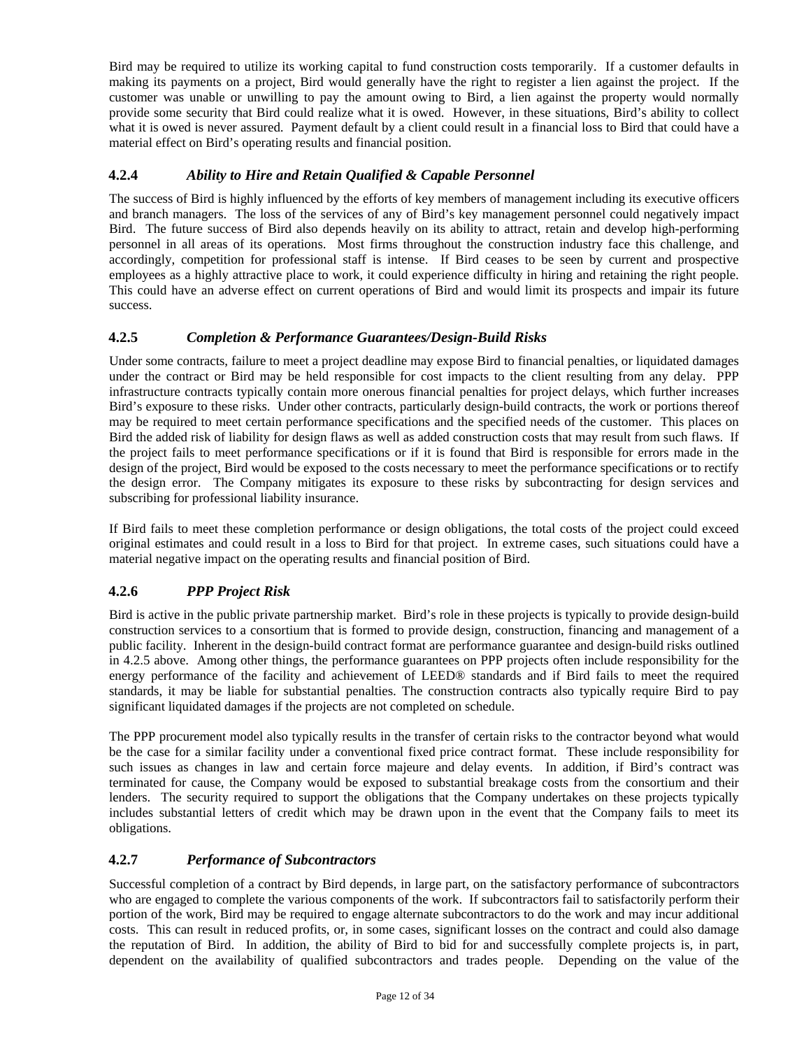Bird may be required to utilize its working capital to fund construction costs temporarily. If a customer defaults in making its payments on a project, Bird would generally have the right to register a lien against the project. If the customer was unable or unwilling to pay the amount owing to Bird, a lien against the property would normally provide some security that Bird could realize what it is owed. However, in these situations, Bird's ability to collect what it is owed is never assured. Payment default by a client could result in a financial loss to Bird that could have a material effect on Bird's operating results and financial position.

### 4.2.4 *Ability to Hire and Retain Qualified & Capable Personnel*

The success of Bird is highly influenced by the efforts of key members of management including its executive officers and branch managers. The loss of the services of any of Bird's key management personnel could negatively impact Bird. The future success of Bird also depends heavily on its ability to attract, retain and develop high-performing personnel in all areas of its operations. Most firms throughout the construction industry face this challenge, and accordingly, competition for professional staff is intense. If Bird ceases to be seen by current and prospective employees as a highly attractive place to work, it could experience difficulty in hiring and retaining the right people. This could have an adverse effect on current operations of Bird and would limit its prospects and impair its future success.

### 4.2.5 *Completion & Performance Guarantees/Design-Build Risks*

Under some contracts, failure to meet a project deadline may expose Bird to financial penalties, or liquidated damages under the contract or Bird may be held responsible for cost impacts to the client resulting from any delay. PPP infrastructure contracts typically contain more onerous financial penalties for project delays, which further increases Bird's exposure to these risks. Under other contracts, particularly design-build contracts, the work or portions thereof may be required to meet certain performance specifications and the specified needs of the customer. This places on Bird the added risk of liability for design flaws as well as added construction costs that may result from such flaws. If the project fails to meet performance specifications or if it is found that Bird is responsible for errors made in the design of the project, Bird would be exposed to the costs necessary to meet the performance specifications or to rectify the design error. The Company mitigates its exposure to these risks by subcontracting for design services and subscribing for professional liability insurance.

If Bird fails to meet these completion performance or design obligations, the total costs of the project could exceed original estimates and could result in a loss to Bird for that project. In extreme cases, such situations could have a material negative impact on the operating results and financial position of Bird.

### 4.2.6 *PPP Project Risk*

Bird is active in the public private partnership market. Bird's role in these projects is typically to provide design-build construction services to a consortium that is formed to provide design, construction, financing and management of a public facility. Inherent in the design-build contract format are performance guarantee and design-build risks outlined in 4.2.5 above. Among other things, the performance guarantees on PPP projects often include responsibility for the energy performance of the facility and achievement of LEED® standards and if Bird fails to meet the required standards, it may be liable for substantial penalties. The construction contracts also typically require Bird to pay significant liquidated damages if the projects are not completed on schedule.

The PPP procurement model also typically results in the transfer of certain risks to the contractor beyond what would be the case for a similar facility under a conventional fixed price contract format. These include responsibility for such issues as changes in law and certain force majeure and delay events. In addition, if Bird's contract was terminated for cause, the Company would be exposed to substantial breakage costs from the consortium and their lenders. The security required to support the obligations that the Company undertakes on these projects typically includes substantial letters of credit which may be drawn upon in the event that the Company fails to meet its obligations.

### 4.2.7 *Performance of Subcontractors*

Successful completion of a contract by Bird depends, in large part, on the satisfactory performance of subcontractors who are engaged to complete the various components of the work. If subcontractors fail to satisfactorily perform their portion of the work, Bird may be required to engage alternate subcontractors to do the work and may incur additional costs. This can result in reduced profits, or, in some cases, significant losses on the contract and could also damage the reputation of Bird. In addition, the ability of Bird to bid for and successfully complete projects is, in part, dependent on the availability of qualified subcontractors and trades people. Depending on the value of the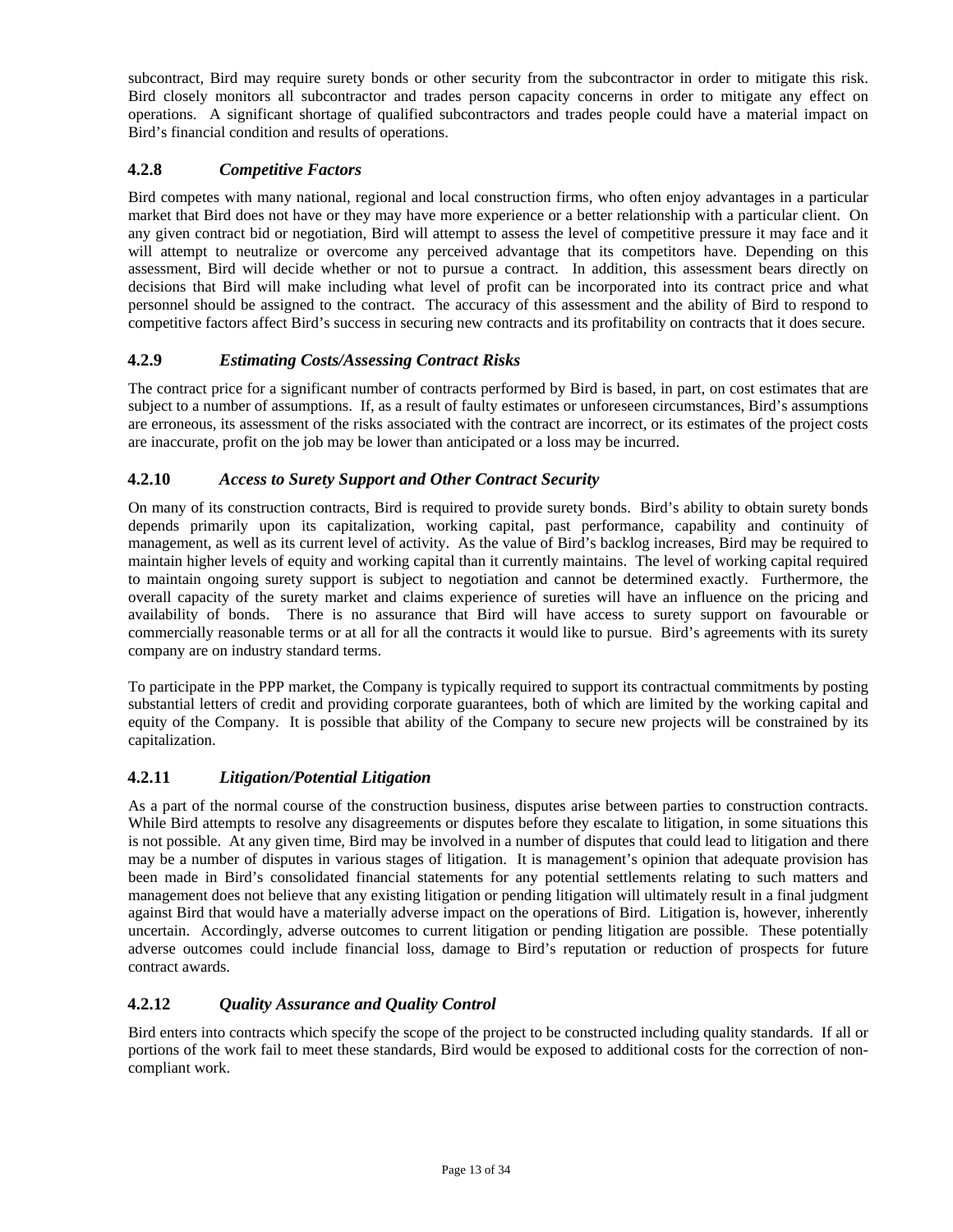subcontract, Bird may require surety bonds or other security from the subcontractor in order to mitigate this risk. Bird closely monitors all subcontractor and trades person capacity concerns in order to mitigate any effect on operations. A significant shortage of qualified subcontractors and trades people could have a material impact on Bird's financial condition and results of operations.

### 4.2.8 *Competitive Factors*

Bird competes with many national, regional and local construction firms, who often enjoy advantages in a particular market that Bird does not have or they may have more experience or a better relationship with a particular client. On any given contract bid or negotiation, Bird will attempt to assess the level of competitive pressure it may face and it will attempt to neutralize or overcome any perceived advantage that its competitors have. Depending on this assessment, Bird will decide whether or not to pursue a contract. In addition, this assessment bears directly on decisions that Bird will make including what level of profit can be incorporated into its contract price and what personnel should be assigned to the contract. The accuracy of this assessment and the ability of Bird to respond to competitive factors affect Bird's success in securing new contracts and its profitability on contracts that it does secure.

### 4.2.9 *Estimating Costs/Assessing Contract Risks*

The contract price for a significant number of contracts performed by Bird is based, in part, on cost estimates that are subject to a number of assumptions. If, as a result of faulty estimates or unforeseen circumstances, Bird's assumptions are erroneous, its assessment of the risks associated with the contract are incorrect, or its estimates of the project costs are inaccurate, profit on the job may be lower than anticipated or a loss may be incurred.

### 4.2.10 *Access to Surety Support and Other Contract Security*

On many of its construction contracts, Bird is required to provide surety bonds. Bird's ability to obtain surety bonds depends primarily upon its capitalization, working capital, past performance, capability and continuity of management, as well as its current level of activity. As the value of Bird's backlog increases, Bird may be required to maintain higher levels of equity and working capital than it currently maintains. The level of working capital required to maintain ongoing surety support is subject to negotiation and cannot be determined exactly. Furthermore, the overall capacity of the surety market and claims experience of sureties will have an influence on the pricing and availability of bonds. There is no assurance that Bird will have access to surety support on favourable or commercially reasonable terms or at all for all the contracts it would like to pursue. Bird's agreements with its surety company are on industry standard terms.

To participate in the PPP market, the Company is typically required to support its contractual commitments by posting substantial letters of credit and providing corporate guarantees, both of which are limited by the working capital and equity of the Company. It is possible that ability of the Company to secure new projects will be constrained by its capitalization.

### 4.2.11 *Litigation/Potential Litigation*

As a part of the normal course of the construction business, disputes arise between parties to construction contracts. While Bird attempts to resolve any disagreements or disputes before they escalate to litigation, in some situations this is not possible. At any given time, Bird may be involved in a number of disputes that could lead to litigation and there may be a number of disputes in various stages of litigation. It is management's opinion that adequate provision has been made in Bird's consolidated financial statements for any potential settlements relating to such matters and management does not believe that any existing litigation or pending litigation will ultimately result in a final judgment against Bird that would have a materially adverse impact on the operations of Bird. Litigation is, however, inherently uncertain. Accordingly, adverse outcomes to current litigation or pending litigation are possible. These potentially adverse outcomes could include financial loss, damage to Bird's reputation or reduction of prospects for future contract awards.

### 4.2.12 *Quality Assurance and Quality Control*

Bird enters into contracts which specify the scope of the project to be constructed including quality standards. If all or portions of the work fail to meet these standards, Bird would be exposed to additional costs for the correction of non-compliant work.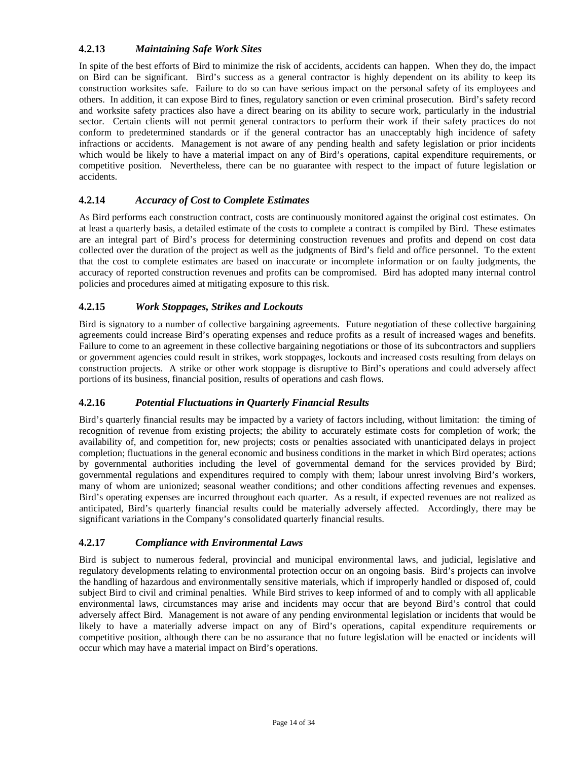### 4.2.13 *Maintaining Safe Work Sites*

In spite of the best efforts of Bird to minimize the risk of accidents, accidents can happen. When they do, the impact on Bird can be significant. Bird's success as a general contractor is highly dependent on its ability to keep its construction worksites safe. Failure to do so can have serious impact on the personal safety of its employees and others. In addition, it can expose Bird to fines, regulatory sanction or even criminal prosecution. Bird's safety record and worksite safety practices also have a direct bearing on its ability to secure work, particularly in the industrial sector. Certain clients will not permit general contractors to perform their work if their safety practices do not conform to predetermined standards or if the general contractor has an unacceptably high incidence of safety infractions or accidents. Management is not aware of any pending health and safety legislation or prior incidents which would be likely to have a material impact on any of Bird's operations, capital expenditure requirements, or competitive position. Nevertheless, there can be no guarantee with respect to the impact of future legislation or accidents.

### 4.2.14 *Accuracy of Cost to Complete Estimates*

As Bird performs each construction contract, costs are continuously monitored against the original cost estimates. On at least a quarterly basis, a detailed estimate of the costs to complete a contract is compiled by Bird. These estimates are an integral part of Bird's process for determining construction revenues and profits and depend on cost data collected over the duration of the project as well as the judgments of Bird's field and office personnel. To the extent that the cost to complete estimates are based on inaccurate or incomplete information or on faulty judgments, the accuracy of reported construction revenues and profits can be compromised. Bird has adopted many internal control policies and procedures aimed at mitigating exposure to this risk.

### 4.2.15 *Work Stoppages, Strikes and Lockouts*

Bird is signatory to a number of collective bargaining agreements. Future negotiation of these collective bargaining agreements could increase Bird's operating expenses and reduce profits as a result of increased wages and benefits. Failure to come to an agreement in these collective bargaining negotiations or those of its subcontractors and suppliers or government agencies could result in strikes, work stoppages, lockouts and increased costs resulting from delays on construction projects. A strike or other work stoppage is disruptive to Bird's operations and could adversely affect portions of its business, financial position, results of operations and cash flows.

### 4.2.16 *Potential Fluctuations in Quarterly Financial Results*

Bird's quarterly financial results may be impacted by a variety of factors including, without limitation: the timing of recognition of revenue from existing projects; the ability to accurately estimate costs for completion of work; the availability of, and competition for, new projects; costs or penalties associated with unanticipated delays in project completion; fluctuations in the general economic and business conditions in the market in which Bird operates; actions by governmental authorities including the level of governmental demand for the services provided by Bird; governmental regulations and expenditures required to comply with them; labour unrest involving Bird's workers, many of whom are unionized; seasonal weather conditions; and other conditions affecting revenues and expenses. Bird's operating expenses are incurred throughout each quarter. As a result, if expected revenues are not realized as anticipated, Bird's quarterly financial results could be materially adversely affected. Accordingly, there may be significant variations in the Company's consolidated quarterly financial results.

### 4.2.17 *Compliance with Environmental Laws*

Bird is subject to numerous federal, provincial and municipal environmental laws, and judicial, legislative and regulatory developments relating to environmental protection occur on an ongoing basis. Bird's projects can involve the handling of hazardous and environmentally sensitive materials, which if improperly handled or disposed of, could subject Bird to civil and criminal penalties. While Bird strives to keep informed of and to comply with all applicable environmental laws, circumstances may arise and incidents may occur that are beyond Bird's control that could adversely affect Bird. Management is not aware of any pending environmental legislation or incidents that would be likely to have a materially adverse impact on any of Bird's operations, capital expenditure requirements or competitive position, although there can be no assurance that no future legislation will be enacted or incidents will occur which may have a material impact on Bird's operations.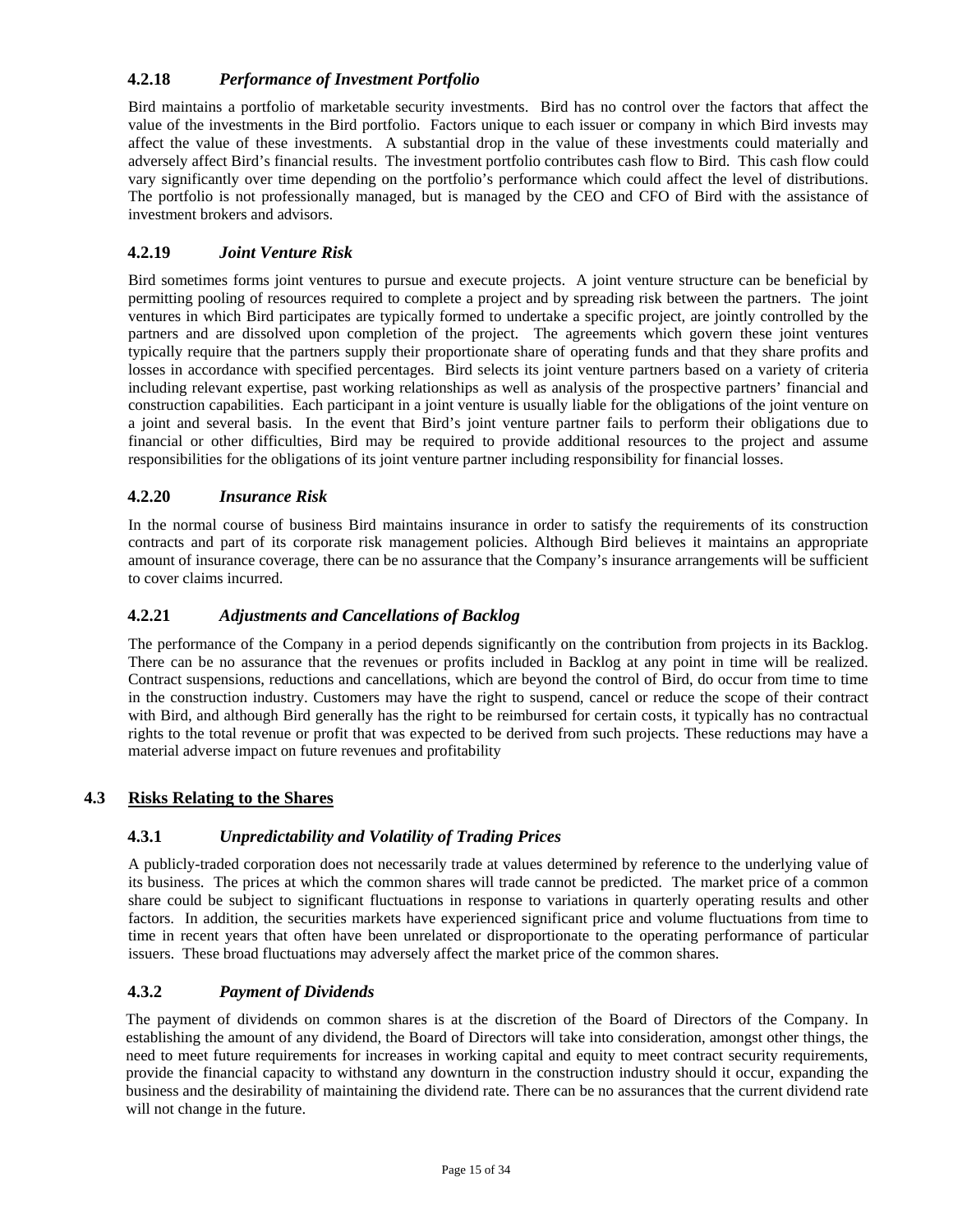### 4.2.18 *Performance of Investment Portfolio*

Bird maintains a portfolio of marketable security investments. Bird has no control over the factors that affect the value of the investments in the Bird portfolio. Factors unique to each issuer or company in which Bird invests may affect the value of these investments. A substantial drop in the value of these investments could materially and adversely affect Bird's financial results. The investment portfolio contributes cash flow to Bird. This cash flow could vary significantly over time depending on the portfolio's performance which could affect the level of distributions. The portfolio is not professionally managed, but is managed by the CEO and CFO of Bird with the assistance of investment brokers and advisors.

### 4.2.19 *Joint Venture Risk*

Bird sometimes forms joint ventures to pursue and execute projects. A joint venture structure can be beneficial by permitting pooling of resources required to complete a project and by spreading risk between the partners. The joint ventures in which Bird participates are typically formed to undertake a specific project, are jointly controlled by the partners and are dissolved upon completion of the project. The agreements which govern these joint ventures typically require that the partners supply their proportionate share of operating funds and that they share profits and losses in accordance with specified percentages. Bird selects its joint venture partners based on a variety of criteria including relevant expertise, past working relationships as well as analysis of the prospective partners' financial and construction capabilities. Each participant in a joint venture is usually liable for the obligations of the joint venture on a joint and several basis. In the event that Bird's joint venture partner fails to perform their obligations due to financial or other difficulties, Bird may be required to provide additional resources to the project and assume responsibilities for the obligations of its joint venture partner including responsibility for financial losses.

### 4.2.20 *Insurance Risk*

In the normal course of business Bird maintains insurance in order to satisfy the requirements of its construction contracts and part of its corporate risk management policies. Although Bird believes it maintains an appropriate amount of insurance coverage, there can be no assurance that the Company's insurance arrangements will be sufficient to cover claims incurred.

### 4.2.21 *Adjustments and Cancellations of Backlog*

The performance of the Company in a period depends significantly on the contribution from projects in its Backlog. There can be no assurance that the revenues or profits included in Backlog at any point in time will be realized. Contract suspensions, reductions and cancellations, which are beyond the control of Bird, do occur from time to time in the construction industry. Customers may have the right to suspend, cancel or reduce the scope of their contract with Bird, and although Bird generally has the right to be reimbursed for certain costs, it typically has no contractual rights to the total revenue or profit that was expected to be derived from such projects. These reductions may have a material adverse impact on future revenues and profitability

## 4.3 Risks Relating to the Shares

### 4.3.1 *Unpredictability and Volatility of Trading Prices*

A publicly-traded corporation does not necessarily trade at values determined by reference to the underlying value of its business. The prices at which the common shares will trade cannot be predicted. The market price of a common share could be subject to significant fluctuations in response to variations in quarterly operating results and other factors. In addition, the securities markets have experienced significant price and volume fluctuations from time to time in recent years that often have been unrelated or disproportionate to the operating performance of particular issuers. These broad fluctuations may adversely affect the market price of the common shares.

### 4.3.2 *Payment of Dividends*

The payment of dividends on common shares is at the discretion of the Board of Directors of the Company. In establishing the amount of any dividend, the Board of Directors will take into consideration, amongst other things, the need to meet future requirements for increases in working capital and equity to meet contract security requirements, provide the financial capacity to withstand any downturn in the construction industry should it occur, expanding the business and the desirability of maintaining the dividend rate. There can be no assurances that the current dividend rate will not change in the future.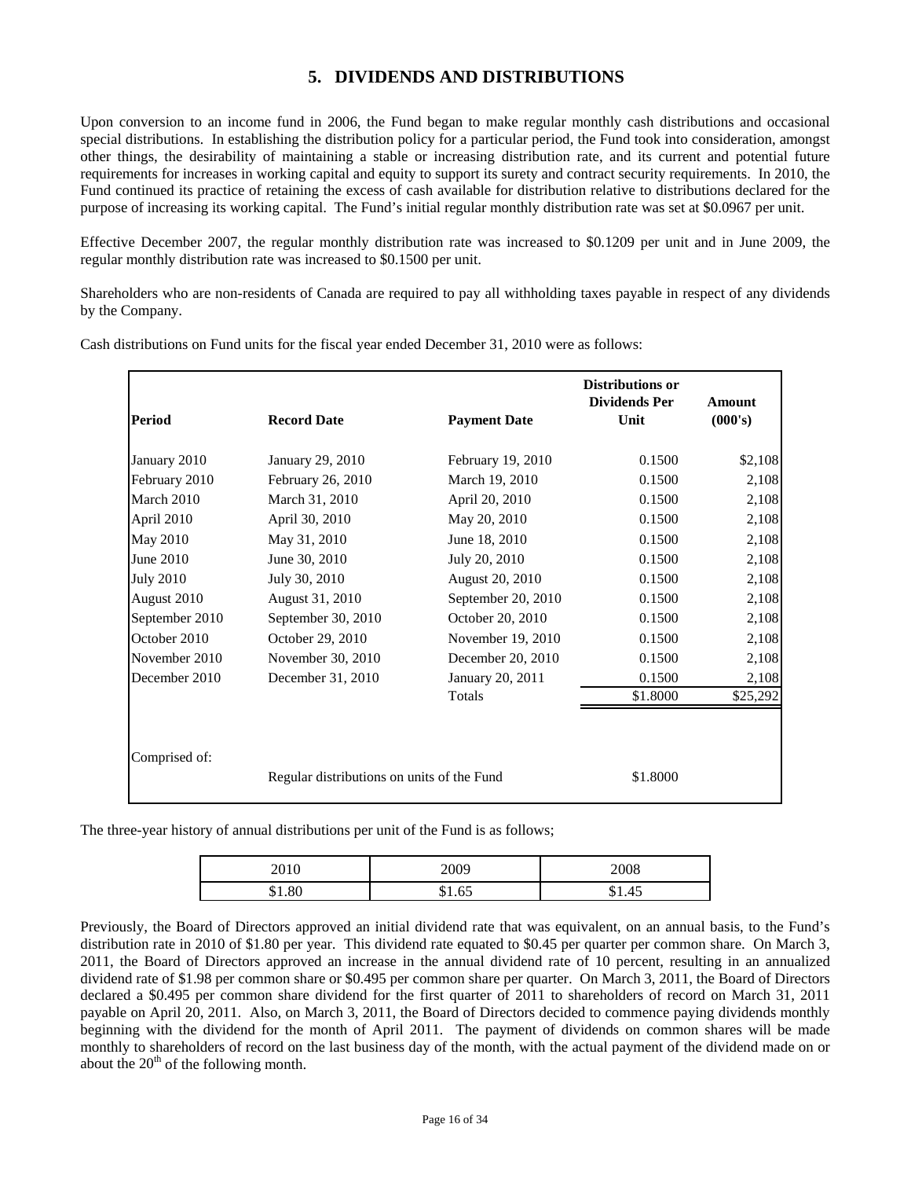## 5. DIVIDENDS AND DISTRIBUTIONS

Upon conversion to an income fund in 2006, the Fund began to make regular monthly cash distributions and occasional special distributions. In establishing the distribution policy for a particular period, the Fund took into consideration, amongst other things, the desirability of maintaining a stable or increasing distribution rate, and its current and potential future requirements for increases in working capital and equity to support its surety and contract security requirements. In 2010, the Fund continued its practice of retaining the excess of cash available for distribution relative to distributions declared for the purpose of increasing its working capital. The Fund's initial regular monthly distribution rate was set at $0.0967 per unit.

Effective December 2007, the regular monthly distribution rate was increased to $0.1209 per unit and in June 2009, the regular monthly distribution rate was increased to $0.1500 per unit.

Shareholders who are non-residents of Canada are required to pay all withholding taxes payable in respect of any dividends by the Company.

Cash distributions on Fund units for the fiscal year ended December 31, 2010 were as follows:

| Period | Record Date | Payment Date | Distributions or Dividends Per Unit | Amount (000's) |
|---|---|---|---|---|
| January 2010 | January 29, 2010 | February 19, 2010 | 0.1500 | $2,108 |
| February 2010 | February 26, 2010 | March 19, 2010 | 0.1500 | 2,108 |
| March 2010 | March 31, 2010 | April 20, 2010 | 0.1500 | 2,108 |
| April 2010 | April 30, 2010 | May 20, 2010 | 0.1500 | 2,108 |
| May 2010 | May 31, 2010 | June 18, 2010 | 0.1500 | 2,108 |
| June 2010 | June 30, 2010 | July 20, 2010 | 0.1500 | 2,108 |
| July 2010 | July 30, 2010 | August 20, 2010 | 0.1500 | 2,108 |
| August 2010 | August 31, 2010 | September 20, 2010 | 0.1500 | 2,108 |
| September 2010 | September 30, 2010 | October 20, 2010 | 0.1500 | 2,108 |
| October 2010 | October 29, 2010 | November 19, 2010 | 0.1500 | 2,108 |
| November 2010 | November 30, 2010 | December 20, 2010 | 0.1500 | 2,108 |
| December 2010 | December 31, 2010 | January 20, 2011 | 0.1500 | 2,108 |
| | | Totals | $1.8000 | $25,292 |
| Comprised of: | | | | |
| | Regular distributions on units of the Fund | | $1.8000 | |

The three-year history of annual distributions per unit of the Fund is as follows;

| 2010 | 2009 | 2008 |
|---|---|---|
| $1.80 | $1.65 | $1.45 |

Previously, the Board of Directors approved an initial dividend rate that was equivalent, on an annual basis, to the Fund's distribution rate in 2010 of $1.80 per year. This dividend rate equated to $0.45 per quarter per common share. On March 3, 2011, the Board of Directors approved an increase in the annual dividend rate of 10 percent, resulting in an annualized dividend rate of $1.98 per common share or $0.495 per common share per quarter. On March 3, 2011, the Board of Directors declared a $0.495 per common share dividend for the first quarter of 2011 to shareholders of record on March 31, 2011 payable on April 20, 2011. Also, on March 3, 2011, the Board of Directors decided to commence paying dividends monthly beginning with the dividend for the month of April 2011. The payment of dividends on common shares will be made monthly to shareholders of record on the last business day of the month, with the actual payment of the dividend made on or about the 20th of the following month.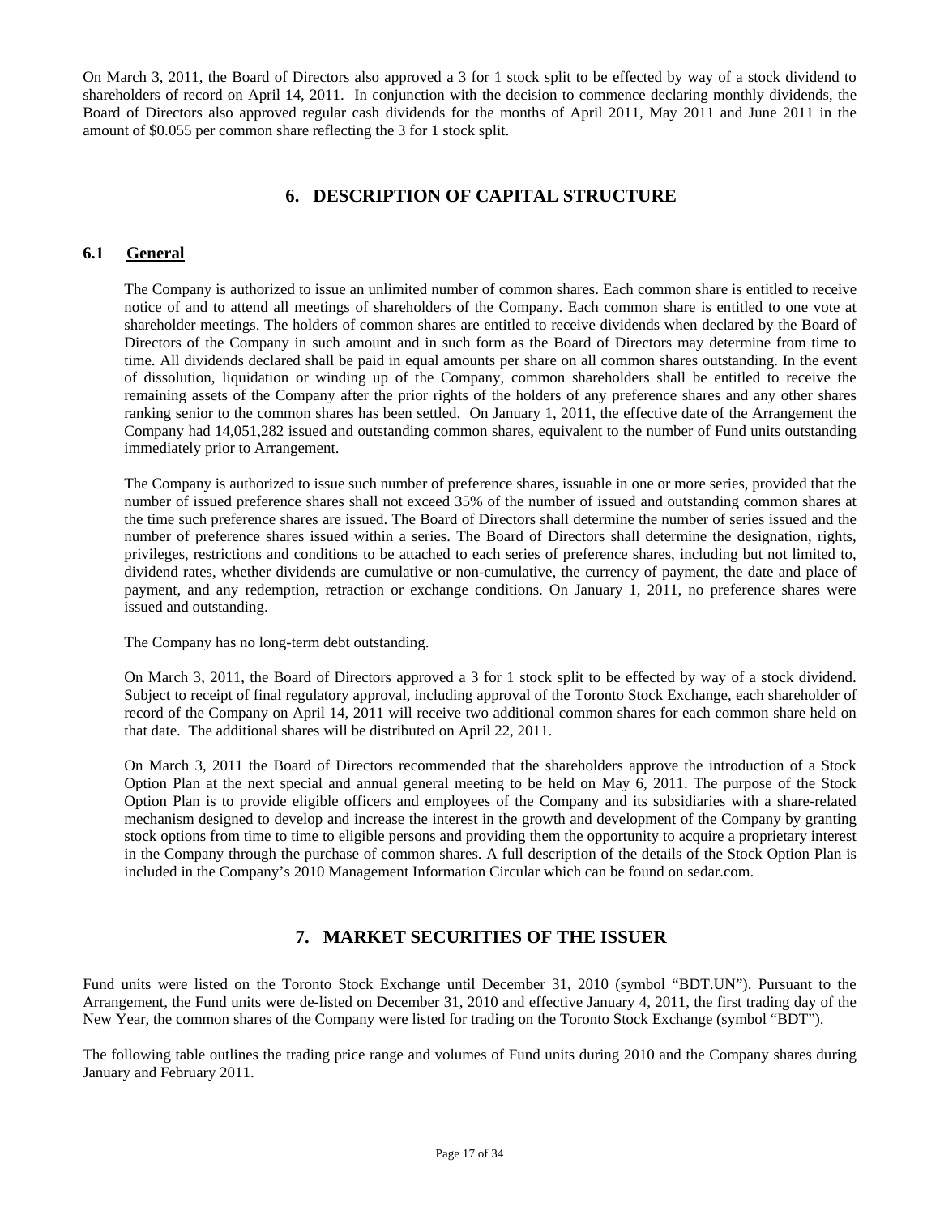On March 3, 2011, the Board of Directors also approved a 3 for 1 stock split to be effected by way of a stock dividend to shareholders of record on April 14, 2011. In conjunction with the decision to commence declaring monthly dividends, the Board of Directors also approved regular cash dividends for the months of April 2011, May 2011 and June 2011 in the amount of $0.055 per common share reflecting the 3 for 1 stock split.

# 6. DESCRIPTION OF CAPITAL STRUCTURE

## 6.1 General

The Company is authorized to issue an unlimited number of common shares. Each common share is entitled to receive notice of and to attend all meetings of shareholders of the Company. Each common share is entitled to one vote at shareholder meetings. The holders of common shares are entitled to receive dividends when declared by the Board of Directors of the Company in such amount and in such form as the Board of Directors may determine from time to time. All dividends declared shall be paid in equal amounts per share on all common shares outstanding. In the event of dissolution, liquidation or winding up of the Company, common shareholders shall be entitled to receive the remaining assets of the Company after the prior rights of the holders of any preference shares and any other shares ranking senior to the common shares has been settled. On January 1, 2011, the effective date of the Arrangement the Company had 14,051,282 issued and outstanding common shares, equivalent to the number of Fund units outstanding immediately prior to Arrangement.

The Company is authorized to issue such number of preference shares, issuable in one or more series, provided that the number of issued preference shares shall not exceed 35% of the number of issued and outstanding common shares at the time such preference shares are issued. The Board of Directors shall determine the number of series issued and the number of preference shares issued within a series. The Board of Directors shall determine the designation, rights, privileges, restrictions and conditions to be attached to each series of preference shares, including but not limited to, dividend rates, whether dividends are cumulative or non-cumulative, the currency of payment, the date and place of payment, and any redemption, retraction or exchange conditions. On January 1, 2011, no preference shares were issued and outstanding.

The Company has no long-term debt outstanding.

On March 3, 2011, the Board of Directors approved a 3 for 1 stock split to be effected by way of a stock dividend. Subject to receipt of final regulatory approval, including approval of the Toronto Stock Exchange, each shareholder of record of the Company on April 14, 2011 will receive two additional common shares for each common share held on that date. The additional shares will be distributed on April 22, 2011.

On March 3, 2011 the Board of Directors recommended that the shareholders approve the introduction of a Stock Option Plan at the next special and annual general meeting to be held on May 6, 2011. The purpose of the Stock Option Plan is to provide eligible officers and employees of the Company and its subsidiaries with a share-related mechanism designed to develop and increase the interest in the growth and development of the Company by granting stock options from time to time to eligible persons and providing them the opportunity to acquire a proprietary interest in the Company through the purchase of common shares. A full description of the details of the Stock Option Plan is included in the Company's 2010 Management Information Circular which can be found on sedar.com.

# 7. MARKET SECURITIES OF THE ISSUER

Fund units were listed on the Toronto Stock Exchange until December 31, 2010 (symbol "BDT.UN"). Pursuant to the Arrangement, the Fund units were de-listed on December 31, 2010 and effective January 4, 2011, the first trading day of the New Year, the common shares of the Company were listed for trading on the Toronto Stock Exchange (symbol "BDT").

The following table outlines the trading price range and volumes of Fund units during 2010 and the Company shares during January and February 2011.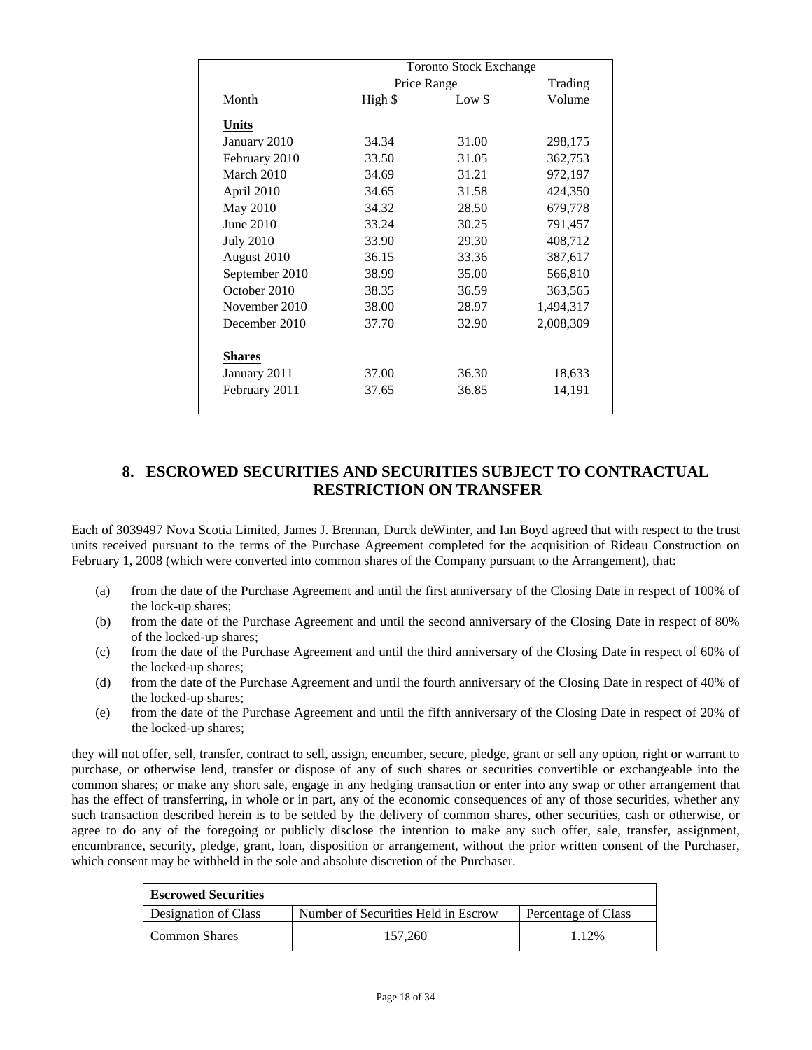| | Toronto Stock Exchange | | |
|---|---|---|---|
| | Price Range | | Trading |
| Month | High $ | Low $ | Volume |
| **Units** | | | |
| January 2010 | 34.34 | 31.00 | 298,175 |
| February 2010 | 33.50 | 31.05 | 362,753 |
| March 2010 | 34.69 | 31.21 | 972,197 |
| April 2010 | 34.65 | 31.58 | 424,350 |
| May 2010 | 34.32 | 28.50 | 679,778 |
| June 2010 | 33.24 | 30.25 | 791,457 |
| July 2010 | 33.90 | 29.30 | 408,712 |
| August 2010 | 36.15 | 33.36 | 387,617 |
| September 2010 | 38.99 | 35.00 | 566,810 |
| October 2010 | 38.35 | 36.59 | 363,565 |
| November 2010 | 38.00 | 28.97 | 1,494,317 |
| December 2010 | 37.70 | 32.90 | 2,008,309 |
| **Shares** | | | |
| January 2011 | 37.00 | 36.30 | 18,633 |
| February 2011 | 37.65 | 36.85 | 14,191 |

## 8. ESCROWED SECURITIES AND SECURITIES SUBJECT TO CONTRACTUAL RESTRICTION ON TRANSFER

Each of 3039497 Nova Scotia Limited, James J. Brennan, Durck deWinter, and Ian Boyd agreed that with respect to the trust units received pursuant to the terms of the Purchase Agreement completed for the acquisition of Rideau Construction on February 1, 2008 (which were converted into common shares of the Company pursuant to the Arrangement), that:

(a) from the date of the Purchase Agreement and until the first anniversary of the Closing Date in respect of 100% of the lock-up shares;

(b) from the date of the Purchase Agreement and until the second anniversary of the Closing Date in respect of 80% of the locked-up shares;

(c) from the date of the Purchase Agreement and until the third anniversary of the Closing Date in respect of 60% of the locked-up shares;

(d) from the date of the Purchase Agreement and until the fourth anniversary of the Closing Date in respect of 40% of the locked-up shares;

(e) from the date of the Purchase Agreement and until the fifth anniversary of the Closing Date in respect of 20% of the locked-up shares;

they will not offer, sell, transfer, contract to sell, assign, encumber, secure, pledge, grant or sell any option, right or warrant to purchase, or otherwise lend, transfer or dispose of any of such shares or securities convertible or exchangeable into the common shares; or make any short sale, engage in any hedging transaction or enter into any swap or other arrangement that has the effect of transferring, in whole or in part, any of the economic consequences of any of those securities, whether any such transaction described herein is to be settled by the delivery of common shares, other securities, cash or otherwise, or agree to do any of the foregoing or publicly disclose the intention to make any such offer, sale, transfer, assignment, encumbrance, security, pledge, grant, loan, disposition or arrangement, without the prior written consent of the Purchaser, which consent may be withheld in the sole and absolute discretion of the Purchaser.

| **Escrowed Securities** | | |
|---|---|---|
| Designation of Class | Number of Securities Held in Escrow | Percentage of Class |
| Common Shares | 157,260 | 1.12% |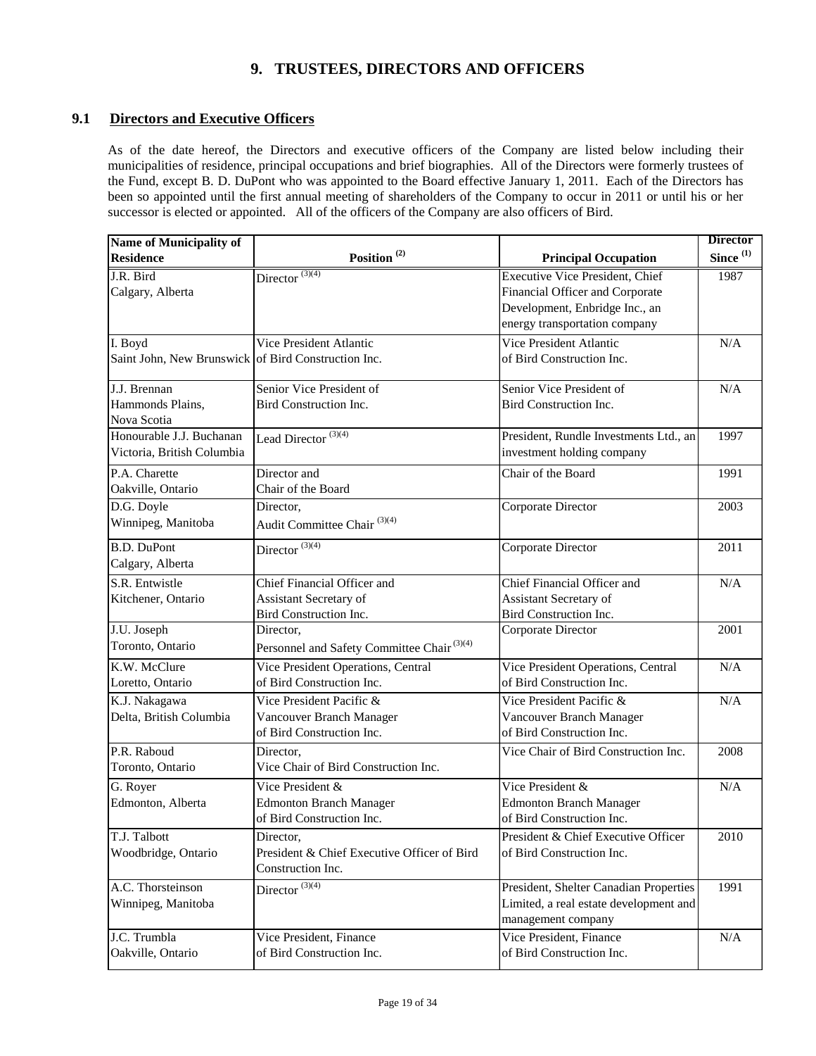# 9. TRUSTEES, DIRECTORS AND OFFICERS

## 9.1 Directors and Executive Officers

As of the date hereof, the Directors and executive officers of the Company are listed below including their municipalities of residence, principal occupations and brief biographies. All of the Directors were formerly trustees of the Fund, except B. D. DuPont who was appointed to the Board effective January 1, 2011. Each of the Directors has been so appointed until the first annual meeting of shareholders of the Company to occur in 2011 or until his or her successor is elected or appointed. All of the officers of the Company are also officers of Bird.

| Name of Municipality of Residence | Position [2] | Principal Occupation | Director Since [1] |
|---|---|---|---|
| J.R. Bird<br>Calgary, Alberta | Director [3][4] | Executive Vice President, Chief Financial Officer and Corporate Development, Enbridge Inc., an energy transportation company | 1987 |
| I. Boyd<br>Saint John, New Brunswick | Vice President Atlantic of Bird Construction Inc. | Vice President Atlantic of Bird Construction Inc. | N/A |
| J.J. Brennan<br>Hammonds Plains, Nova Scotia | Senior Vice President of Bird Construction Inc. | Senior Vice President of Bird Construction Inc. | N/A |
| Honourable J.J. Buchanan<br>Victoria, British Columbia | Lead Director [3][4] | President, Rundle Investments Ltd., an investment holding company | 1997 |
| P.A. Charette<br>Oakville, Ontario | Director and Chair of the Board | Chair of the Board | 1991 |
| D.G. Doyle<br>Winnipeg, Manitoba | Director,<br>Audit Committee Chair [3][4] | Corporate Director | 2003 |
| B.D. DuPont<br>Calgary, Alberta | Director [3][4] | Corporate Director | 2011 |
| S.R. Entwistle<br>Kitchener, Ontario | Chief Financial Officer and Assistant Secretary of Bird Construction Inc. | Chief Financial Officer and Assistant Secretary of Bird Construction Inc. | N/A |
| J.U. Joseph<br>Toronto, Ontario | Director,<br>Personnel and Safety Committee Chair [3][4] | Corporate Director | 2001 |
| K.W. McClure<br>Loretto, Ontario | Vice President Operations, Central of Bird Construction Inc. | Vice President Operations, Central of Bird Construction Inc. | N/A |
| K.J. Nakagawa<br>Delta, British Columbia | Vice President Pacific & Vancouver Branch Manager of Bird Construction Inc. | Vice President Pacific & Vancouver Branch Manager of Bird Construction Inc. | N/A |
| P.R. Raboud<br>Toronto, Ontario | Director,<br>Vice Chair of Bird Construction Inc. | Vice Chair of Bird Construction Inc. | 2008 |
| G. Royer<br>Edmonton, Alberta | Vice President & Edmonton Branch Manager of Bird Construction Inc. | Vice President & Edmonton Branch Manager of Bird Construction Inc. | N/A |
| T.J. Talbott<br>Woodbridge, Ontario | Director,<br>President & Chief Executive Officer of Bird Construction Inc. | President & Chief Executive Officer of Bird Construction Inc. | 2010 |
| A.C. Thorsteinson<br>Winnipeg, Manitoba | Director [3][4] | President, Shelter Canadian Properties Limited, a real estate development and management company | 1991 |
| J.C. Trumbla<br>Oakville, Ontario | Vice President, Finance of Bird Construction Inc. | Vice President, Finance of Bird Construction Inc. | N/A |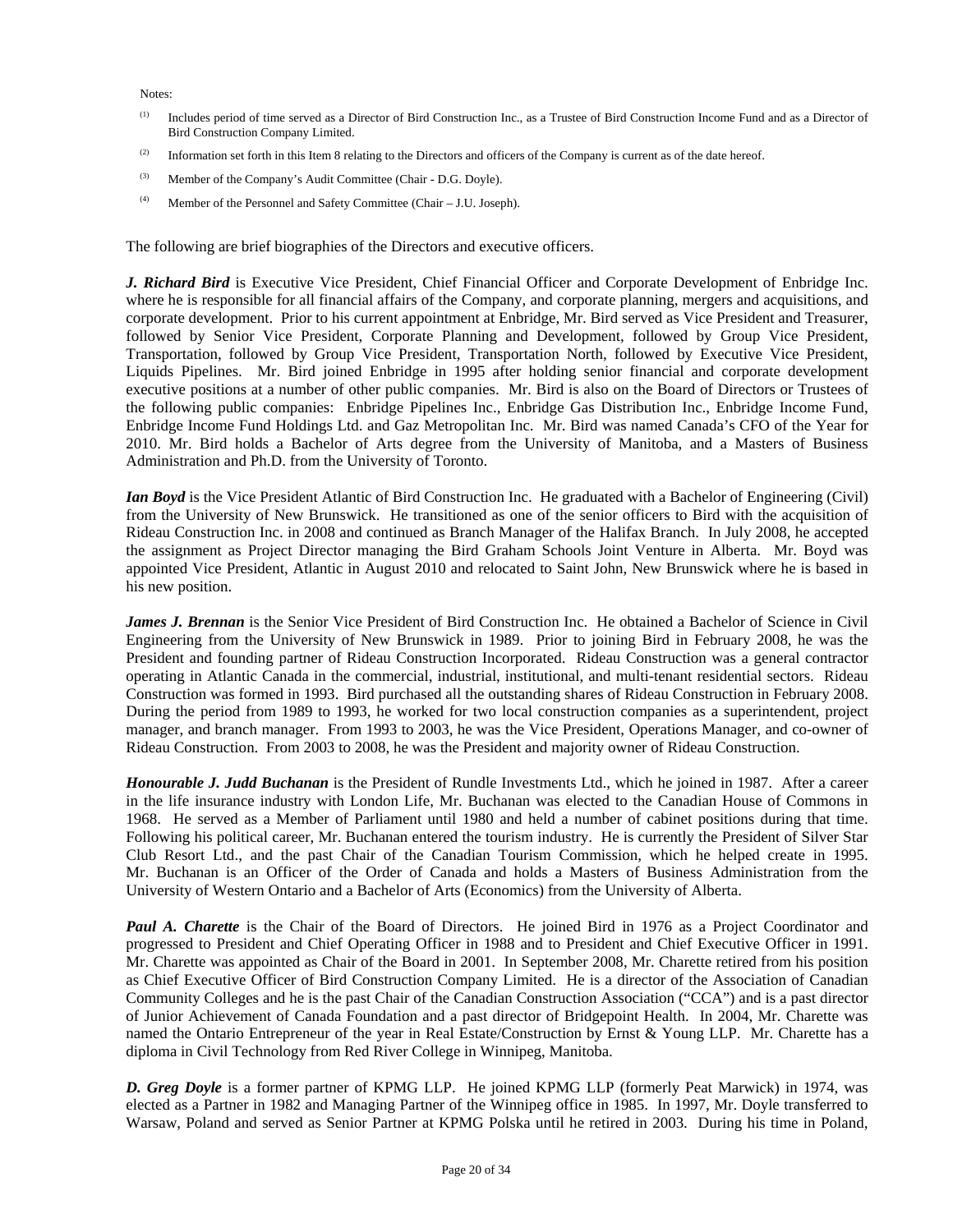Notes:

(1) Includes period of time served as a Director of Bird Construction Inc., as a Trustee of Bird Construction Income Fund and as a Director of Bird Construction Company Limited.

(2) Information set forth in this Item 8 relating to the Directors and officers of the Company is current as of the date hereof.

(3) Member of the Company's Audit Committee (Chair - D.G. Doyle).

(4) Member of the Personnel and Safety Committee (Chair – J.U. Joseph).

The following are brief biographies of the Directors and executive officers.

***J. Richard Bird*** is Executive Vice President, Chief Financial Officer and Corporate Development of Enbridge Inc. where he is responsible for all financial affairs of the Company, and corporate planning, mergers and acquisitions, and corporate development. Prior to his current appointment at Enbridge, Mr. Bird served as Vice President and Treasurer, followed by Senior Vice President, Corporate Planning and Development, followed by Group Vice President, Transportation, followed by Group Vice President, Transportation North, followed by Executive Vice President, Liquids Pipelines. Mr. Bird joined Enbridge in 1995 after holding senior financial and corporate development executive positions at a number of other public companies. Mr. Bird is also on the Board of Directors or Trustees of the following public companies: Enbridge Pipelines Inc., Enbridge Gas Distribution Inc., Enbridge Income Fund, Enbridge Income Fund Holdings Ltd. and Gaz Metropolitan Inc. Mr. Bird was named Canada's CFO of the Year for 2010. Mr. Bird holds a Bachelor of Arts degree from the University of Manitoba, and a Masters of Business Administration and Ph.D. from the University of Toronto.

***Ian Boyd*** is the Vice President Atlantic of Bird Construction Inc. He graduated with a Bachelor of Engineering (Civil) from the University of New Brunswick. He transitioned as one of the senior officers to Bird with the acquisition of Rideau Construction Inc. in 2008 and continued as Branch Manager of the Halifax Branch. In July 2008, he accepted the assignment as Project Director managing the Bird Graham Schools Joint Venture in Alberta. Mr. Boyd was appointed Vice President, Atlantic in August 2010 and relocated to Saint John, New Brunswick where he is based in his new position.

***James J. Brennan*** is the Senior Vice President of Bird Construction Inc. He obtained a Bachelor of Science in Civil Engineering from the University of New Brunswick in 1989. Prior to joining Bird in February 2008, he was the President and founding partner of Rideau Construction Incorporated. Rideau Construction was a general contractor operating in Atlantic Canada in the commercial, industrial, institutional, and multi-tenant residential sectors. Rideau Construction was formed in 1993. Bird purchased all the outstanding shares of Rideau Construction in February 2008. During the period from 1989 to 1993, he worked for two local construction companies as a superintendent, project manager, and branch manager. From 1993 to 2003, he was the Vice President, Operations Manager, and co-owner of Rideau Construction. From 2003 to 2008, he was the President and majority owner of Rideau Construction.

***Honourable J. Judd Buchanan*** is the President of Rundle Investments Ltd., which he joined in 1987. After a career in the life insurance industry with London Life, Mr. Buchanan was elected to the Canadian House of Commons in 1968. He served as a Member of Parliament until 1980 and held a number of cabinet positions during that time. Following his political career, Mr. Buchanan entered the tourism industry. He is currently the President of Silver Star Club Resort Ltd., and the past Chair of the Canadian Tourism Commission, which he helped create in 1995. Mr. Buchanan is an Officer of the Order of Canada and holds a Masters of Business Administration from the University of Western Ontario and a Bachelor of Arts (Economics) from the University of Alberta.

***Paul A. Charette*** is the Chair of the Board of Directors. He joined Bird in 1976 as a Project Coordinator and progressed to President and Chief Operating Officer in 1988 and to President and Chief Executive Officer in 1991. Mr. Charette was appointed as Chair of the Board in 2001. In September 2008, Mr. Charette retired from his position as Chief Executive Officer of Bird Construction Company Limited. He is a director of the Association of Canadian Community Colleges and he is the past Chair of the Canadian Construction Association ("CCA") and is a past director of Junior Achievement of Canada Foundation and a past director of Bridgepoint Health. In 2004, Mr. Charette was named the Ontario Entrepreneur of the year in Real Estate/Construction by Ernst & Young LLP. Mr. Charette has a diploma in Civil Technology from Red River College in Winnipeg, Manitoba.

***D. Greg Doyle*** is a former partner of KPMG LLP. He joined KPMG LLP (formerly Peat Marwick) in 1974, was elected as a Partner in 1982 and Managing Partner of the Winnipeg office in 1985. In 1997, Mr. Doyle transferred to Warsaw, Poland and served as Senior Partner at KPMG Polska until he retired in 2003. During his time in Poland,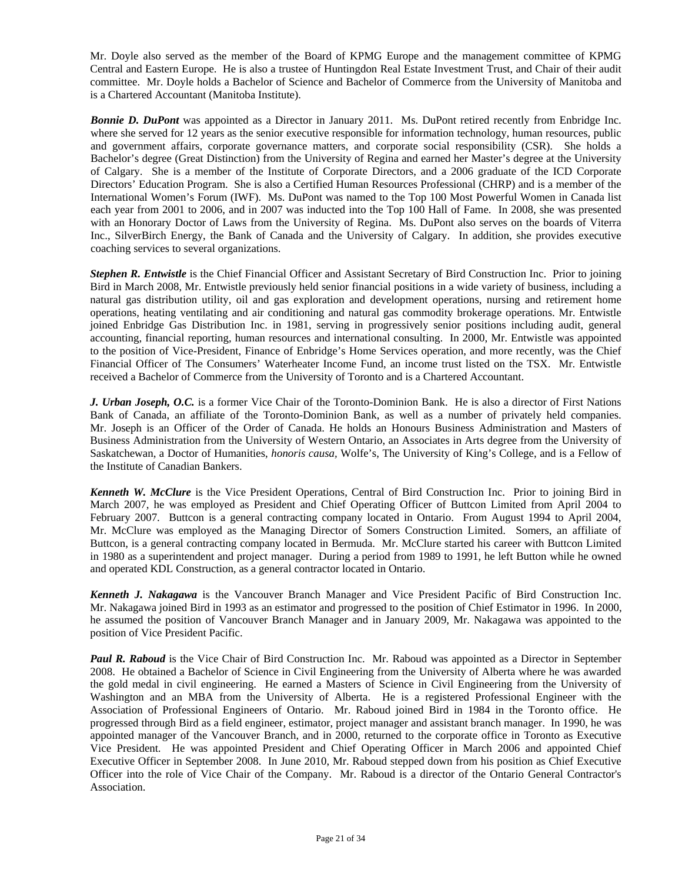Mr. Doyle also served as the member of the Board of KPMG Europe and the management committee of KPMG Central and Eastern Europe. He is also a trustee of Huntingdon Real Estate Investment Trust, and Chair of their audit committee. Mr. Doyle holds a Bachelor of Science and Bachelor of Commerce from the University of Manitoba and is a Chartered Accountant (Manitoba Institute).

***Bonnie D. DuPont*** was appointed as a Director in January 2011. Ms. DuPont retired recently from Enbridge Inc. where she served for 12 years as the senior executive responsible for information technology, human resources, public and government affairs, corporate governance matters, and corporate social responsibility (CSR). She holds a Bachelor's degree (Great Distinction) from the University of Regina and earned her Master's degree at the University of Calgary. She is a member of the Institute of Corporate Directors, and a 2006 graduate of the ICD Corporate Directors' Education Program. She is also a Certified Human Resources Professional (CHRP) and is a member of the International Women's Forum (IWF). Ms. DuPont was named to the Top 100 Most Powerful Women in Canada list each year from 2001 to 2006, and in 2007 was inducted into the Top 100 Hall of Fame. In 2008, she was presented with an Honorary Doctor of Laws from the University of Regina. Ms. DuPont also serves on the boards of Viterra Inc., SilverBirch Energy, the Bank of Canada and the University of Calgary. In addition, she provides executive coaching services to several organizations.

***Stephen R. Entwistle*** is the Chief Financial Officer and Assistant Secretary of Bird Construction Inc. Prior to joining Bird in March 2008, Mr. Entwistle previously held senior financial positions in a wide variety of business, including a natural gas distribution utility, oil and gas exploration and development operations, nursing and retirement home operations, heating ventilating and air conditioning and natural gas commodity brokerage operations. Mr. Entwistle joined Enbridge Gas Distribution Inc. in 1981, serving in progressively senior positions including audit, general accounting, financial reporting, human resources and international consulting. In 2000, Mr. Entwistle was appointed to the position of Vice-President, Finance of Enbridge's Home Services operation, and more recently, was the Chief Financial Officer of The Consumers' Waterheater Income Fund, an income trust listed on the TSX. Mr. Entwistle received a Bachelor of Commerce from the University of Toronto and is a Chartered Accountant.

***J. Urban Joseph, O.C.*** is a former Vice Chair of the Toronto-Dominion Bank. He is also a director of First Nations Bank of Canada, an affiliate of the Toronto-Dominion Bank, as well as a number of privately held companies. Mr. Joseph is an Officer of the Order of Canada. He holds an Honours Business Administration and Masters of Business Administration from the University of Western Ontario, an Associates in Arts degree from the University of Saskatchewan, a Doctor of Humanities, *honoris causa,* Wolfe's, The University of King's College, and is a Fellow of the Institute of Canadian Bankers.

***Kenneth W. McClure*** is the Vice President Operations, Central of Bird Construction Inc. Prior to joining Bird in March 2007, he was employed as President and Chief Operating Officer of Buttcon Limited from April 2004 to February 2007. Buttcon is a general contracting company located in Ontario. From August 1994 to April 2004, Mr. McClure was employed as the Managing Director of Somers Construction Limited. Somers, an affiliate of Buttcon, is a general contracting company located in Bermuda. Mr. McClure started his career with Buttcon Limited in 1980 as a superintendent and project manager. During a period from 1989 to 1991, he left Button while he owned and operated KDL Construction, as a general contractor located in Ontario.

***Kenneth J. Nakagawa*** is the Vancouver Branch Manager and Vice President Pacific of Bird Construction Inc. Mr. Nakagawa joined Bird in 1993 as an estimator and progressed to the position of Chief Estimator in 1996. In 2000, he assumed the position of Vancouver Branch Manager and in January 2009, Mr. Nakagawa was appointed to the position of Vice President Pacific.

***Paul R. Raboud*** is the Vice Chair of Bird Construction Inc. Mr. Raboud was appointed as a Director in September 2008. He obtained a Bachelor of Science in Civil Engineering from the University of Alberta where he was awarded the gold medal in civil engineering. He earned a Masters of Science in Civil Engineering from the University of Washington and an MBA from the University of Alberta. He is a registered Professional Engineer with the Association of Professional Engineers of Ontario. Mr. Raboud joined Bird in 1984 in the Toronto office. He progressed through Bird as a field engineer, estimator, project manager and assistant branch manager. In 1990, he was appointed manager of the Vancouver Branch, and in 2000, returned to the corporate office in Toronto as Executive Vice President. He was appointed President and Chief Operating Officer in March 2006 and appointed Chief Executive Officer in September 2008. In June 2010, Mr. Raboud stepped down from his position as Chief Executive Officer into the role of Vice Chair of the Company. Mr. Raboud is a director of the Ontario General Contractor's Association.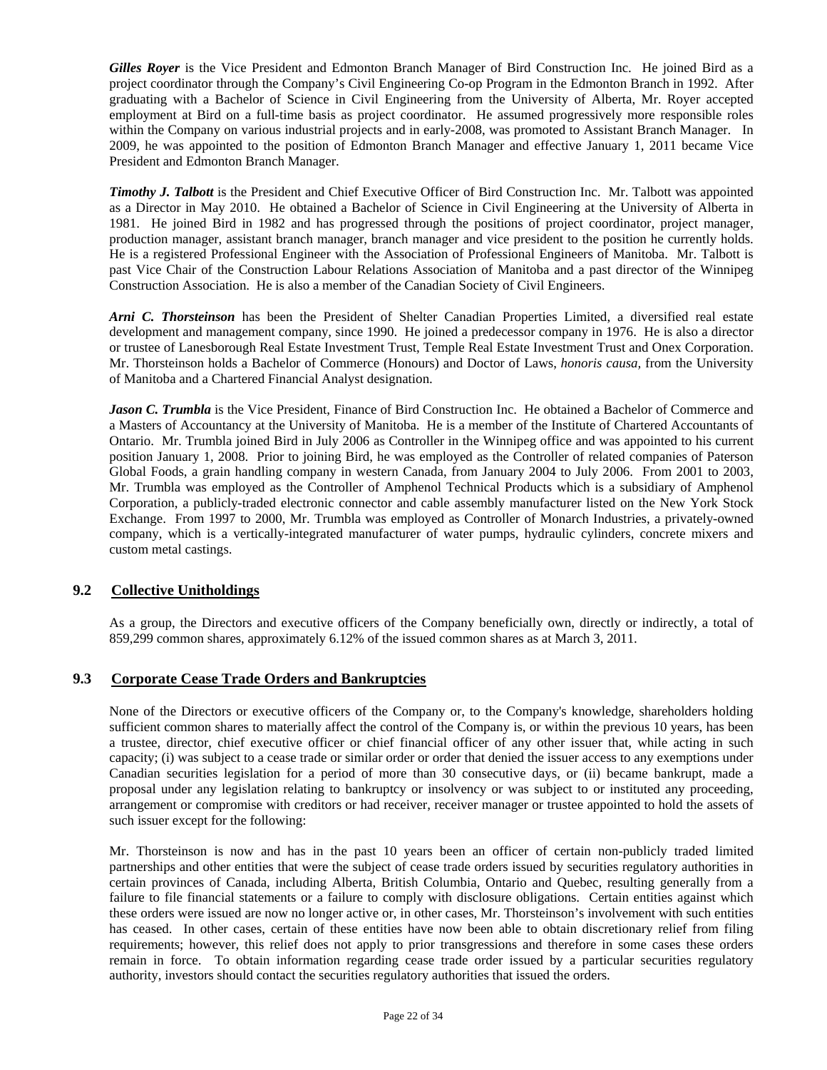***Gilles Royer*** is the Vice President and Edmonton Branch Manager of Bird Construction Inc. He joined Bird as a project coordinator through the Company's Civil Engineering Co-op Program in the Edmonton Branch in 1992. After graduating with a Bachelor of Science in Civil Engineering from the University of Alberta, Mr. Royer accepted employment at Bird on a full-time basis as project coordinator. He assumed progressively more responsible roles within the Company on various industrial projects and in early-2008, was promoted to Assistant Branch Manager. In 2009, he was appointed to the position of Edmonton Branch Manager and effective January 1, 2011 became Vice President and Edmonton Branch Manager.

***Timothy J. Talbott*** is the President and Chief Executive Officer of Bird Construction Inc. Mr. Talbott was appointed as a Director in May 2010. He obtained a Bachelor of Science in Civil Engineering at the University of Alberta in 1981. He joined Bird in 1982 and has progressed through the positions of project coordinator, project manager, production manager, assistant branch manager, branch manager and vice president to the position he currently holds. He is a registered Professional Engineer with the Association of Professional Engineers of Manitoba. Mr. Talbott is past Vice Chair of the Construction Labour Relations Association of Manitoba and a past director of the Winnipeg Construction Association. He is also a member of the Canadian Society of Civil Engineers.

***Arni C. Thorsteinson*** has been the President of Shelter Canadian Properties Limited, a diversified real estate development and management company, since 1990. He joined a predecessor company in 1976. He is also a director or trustee of Lanesborough Real Estate Investment Trust, Temple Real Estate Investment Trust and Onex Corporation. Mr. Thorsteinson holds a Bachelor of Commerce (Honours) and Doctor of Laws, *honoris causa*, from the University of Manitoba and a Chartered Financial Analyst designation.

***Jason C. Trumbla*** is the Vice President, Finance of Bird Construction Inc. He obtained a Bachelor of Commerce and a Masters of Accountancy at the University of Manitoba. He is a member of the Institute of Chartered Accountants of Ontario. Mr. Trumbla joined Bird in July 2006 as Controller in the Winnipeg office and was appointed to his current position January 1, 2008. Prior to joining Bird, he was employed as the Controller of related companies of Paterson Global Foods, a grain handling company in western Canada, from January 2004 to July 2006. From 2001 to 2003, Mr. Trumbla was employed as the Controller of Amphenol Technical Products which is a subsidiary of Amphenol Corporation, a publicly-traded electronic connector and cable assembly manufacturer listed on the New York Stock Exchange. From 1997 to 2000, Mr. Trumbla was employed as Controller of Monarch Industries, a privately-owned company, which is a vertically-integrated manufacturer of water pumps, hydraulic cylinders, concrete mixers and custom metal castings.

## 9.2 Collective Unitholdings

As a group, the Directors and executive officers of the Company beneficially own, directly or indirectly, a total of 859,299 common shares, approximately 6.12% of the issued common shares as at March 3, 2011.

## 9.3 Corporate Cease Trade Orders and Bankruptcies

None of the Directors or executive officers of the Company or, to the Company's knowledge, shareholders holding sufficient common shares to materially affect the control of the Company is, or within the previous 10 years, has been a trustee, director, chief executive officer or chief financial officer of any other issuer that, while acting in such capacity; (i) was subject to a cease trade or similar order or order that denied the issuer access to any exemptions under Canadian securities legislation for a period of more than 30 consecutive days, or (ii) became bankrupt, made a proposal under any legislation relating to bankruptcy or insolvency or was subject to or instituted any proceeding, arrangement or compromise with creditors or had receiver, receiver manager or trustee appointed to hold the assets of such issuer except for the following:

Mr. Thorsteinson is now and has in the past 10 years been an officer of certain non-publicly traded limited partnerships and other entities that were the subject of cease trade orders issued by securities regulatory authorities in certain provinces of Canada, including Alberta, British Columbia, Ontario and Quebec, resulting generally from a failure to file financial statements or a failure to comply with disclosure obligations. Certain entities against which these orders were issued are now no longer active or, in other cases, Mr. Thorsteinson's involvement with such entities has ceased. In other cases, certain of these entities have now been able to obtain discretionary relief from filing requirements; however, this relief does not apply to prior transgressions and therefore in some cases these orders remain in force. To obtain information regarding cease trade order issued by a particular securities regulatory authority, investors should contact the securities regulatory authorities that issued the orders.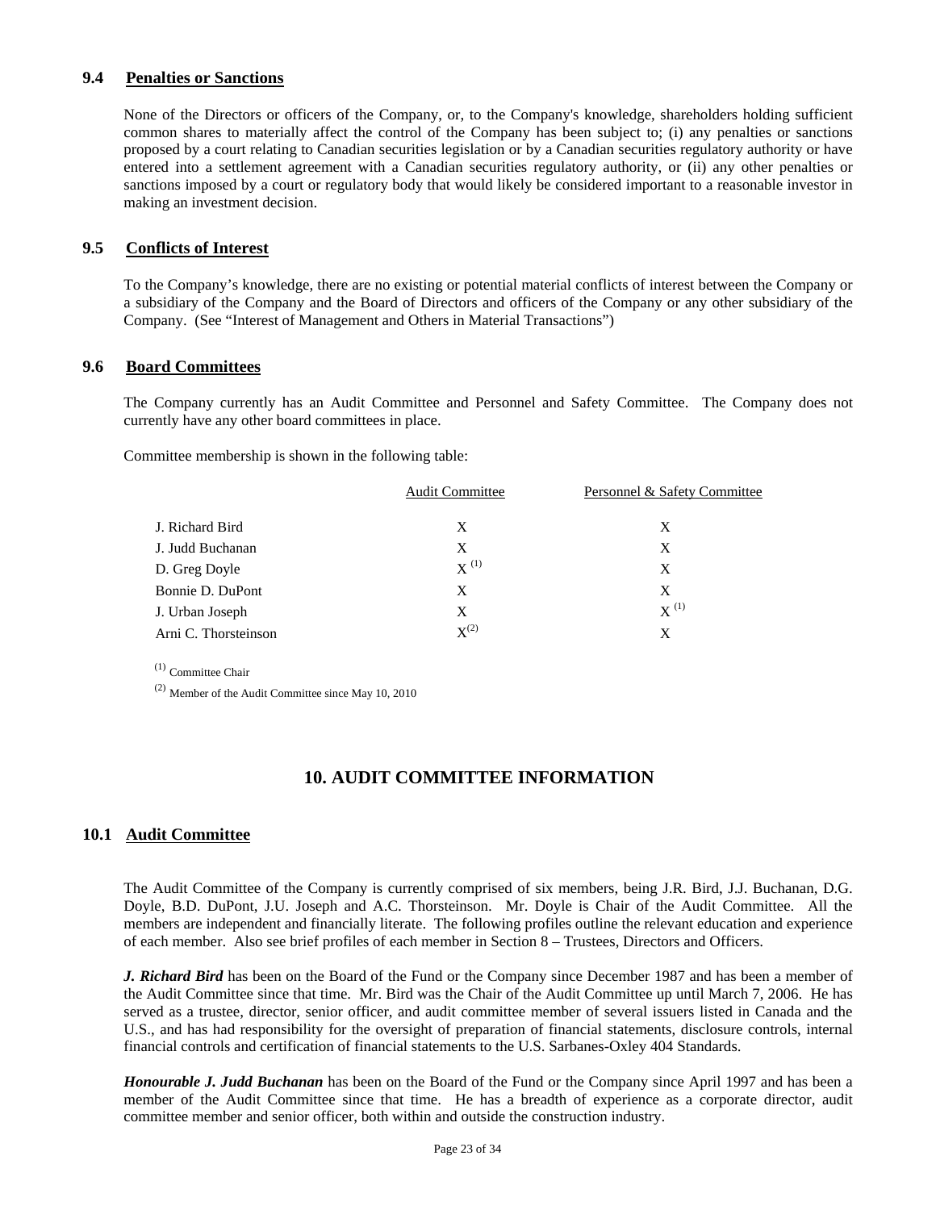### 9.4 Penalties or Sanctions

None of the Directors or officers of the Company, or, to the Company's knowledge, shareholders holding sufficient common shares to materially affect the control of the Company has been subject to; (i) any penalties or sanctions proposed by a court relating to Canadian securities legislation or by a Canadian securities regulatory authority or have entered into a settlement agreement with a Canadian securities regulatory authority, or (ii) any other penalties or sanctions imposed by a court or regulatory body that would likely be considered important to a reasonable investor in making an investment decision.

### 9.5 Conflicts of Interest

To the Company's knowledge, there are no existing or potential material conflicts of interest between the Company or a subsidiary of the Company and the Board of Directors and officers of the Company or any other subsidiary of the Company. (See "Interest of Management and Others in Material Transactions")

### 9.6 Board Committees

The Company currently has an Audit Committee and Personnel and Safety Committee. The Company does not currently have any other board committees in place.

Committee membership is shown in the following table:

| | Audit Committee | Personnel & Safety Committee |
|---|---|---|
| J. Richard Bird | X | X |
| J. Judd Buchanan | X | X |
| D. Greg Doyle | X [1] | X |
| Bonnie D. DuPont | X | X |
| J. Urban Joseph | X | X [1] |
| Arni C. Thorsteinson | X[2] | X |

[1] Committee Chair

[2] Member of the Audit Committee since May 10, 2010

## 10. AUDIT COMMITTEE INFORMATION

### 10.1 Audit Committee

The Audit Committee of the Company is currently comprised of six members, being J.R. Bird, J.J. Buchanan, D.G. Doyle, B.D. DuPont, J.U. Joseph and A.C. Thorsteinson. Mr. Doyle is Chair of the Audit Committee. All the members are independent and financially literate. The following profiles outline the relevant education and experience of each member. Also see brief profiles of each member in Section 8 – Trustees, Directors and Officers.

***J. Richard Bird*** has been on the Board of the Fund or the Company since December 1987 and has been a member of the Audit Committee since that time. Mr. Bird was the Chair of the Audit Committee up until March 7, 2006. He has served as a trustee, director, senior officer, and audit committee member of several issuers listed in Canada and the U.S., and has had responsibility for the oversight of preparation of financial statements, disclosure controls, internal financial controls and certification of financial statements to the U.S. Sarbanes-Oxley 404 Standards.

***Honourable J. Judd Buchanan*** has been on the Board of the Fund or the Company since April 1997 and has been a member of the Audit Committee since that time. He has a breadth of experience as a corporate director, audit committee member and senior officer, both within and outside the construction industry.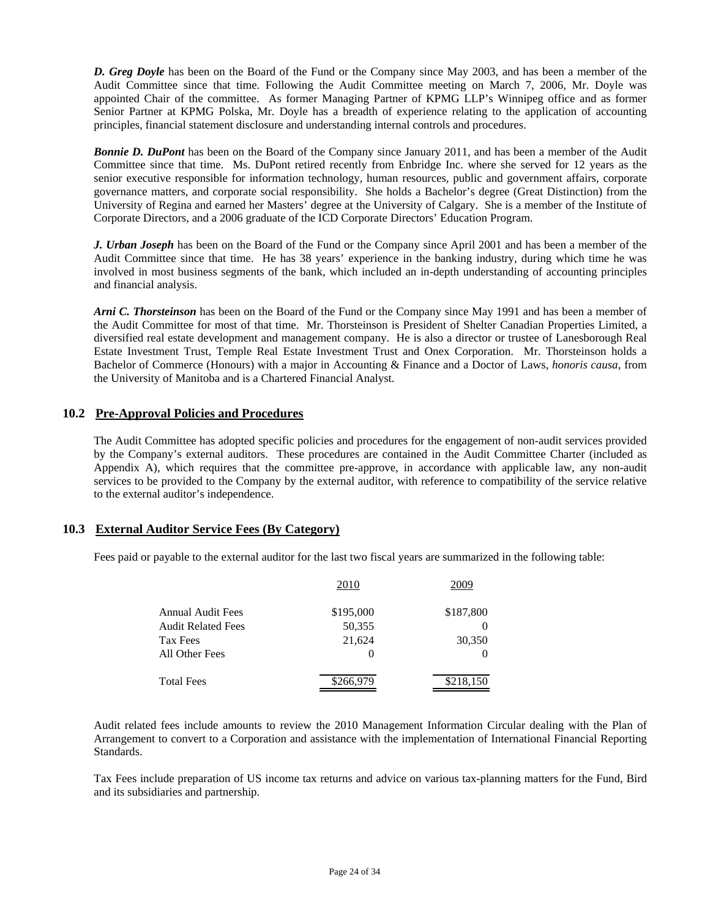***D. Greg Doyle*** has been on the Board of the Fund or the Company since May 2003, and has been a member of the Audit Committee since that time. Following the Audit Committee meeting on March 7, 2006, Mr. Doyle was appointed Chair of the committee. As former Managing Partner of KPMG LLP's Winnipeg office and as former Senior Partner at KPMG Polska, Mr. Doyle has a breadth of experience relating to the application of accounting principles, financial statement disclosure and understanding internal controls and procedures.

***Bonnie D. DuPont*** has been on the Board of the Company since January 2011, and has been a member of the Audit Committee since that time. Ms. DuPont retired recently from Enbridge Inc. where she served for 12 years as the senior executive responsible for information technology, human resources, public and government affairs, corporate governance matters, and corporate social responsibility. She holds a Bachelor's degree (Great Distinction) from the University of Regina and earned her Masters' degree at the University of Calgary. She is a member of the Institute of Corporate Directors, and a 2006 graduate of the ICD Corporate Directors' Education Program.

***J. Urban Joseph*** has been on the Board of the Fund or the Company since April 2001 and has been a member of the Audit Committee since that time. He has 38 years' experience in the banking industry, during which time he was involved in most business segments of the bank, which included an in-depth understanding of accounting principles and financial analysis.

***Arni C. Thorsteinson*** has been on the Board of the Fund or the Company since May 1991 and has been a member of the Audit Committee for most of that time. Mr. Thorsteinson is President of Shelter Canadian Properties Limited, a diversified real estate development and management company. He is also a director or trustee of Lanesborough Real Estate Investment Trust, Temple Real Estate Investment Trust and Onex Corporation. Mr. Thorsteinson holds a Bachelor of Commerce (Honours) with a major in Accounting & Finance and a Doctor of Laws, *honoris causa*, from the University of Manitoba and is a Chartered Financial Analyst.

## 10.2 Pre-Approval Policies and Procedures

The Audit Committee has adopted specific policies and procedures for the engagement of non-audit services provided by the Company's external auditors. These procedures are contained in the Audit Committee Charter (included as Appendix A), which requires that the committee pre-approve, in accordance with applicable law, any non-audit services to be provided to the Company by the external auditor, with reference to compatibility of the service relative to the external auditor's independence.

## 10.3 External Auditor Service Fees (By Category)

Fees paid or payable to the external auditor for the last two fiscal years are summarized in the following table:

| | 2010 | 2009 |
|---|---|---|
| Annual Audit Fees | $195,000 | $187,800 |
| Audit Related Fees | 50,355 | 0 |
| Tax Fees | 21,624 | 30,350 |
| All Other Fees | 0 | 0 |
| Total Fees | $266,979 | $218,150 |

Audit related fees include amounts to review the 2010 Management Information Circular dealing with the Plan of Arrangement to convert to a Corporation and assistance with the implementation of International Financial Reporting Standards.

Tax Fees include preparation of US income tax returns and advice on various tax-planning matters for the Fund, Bird and its subsidiaries and partnership.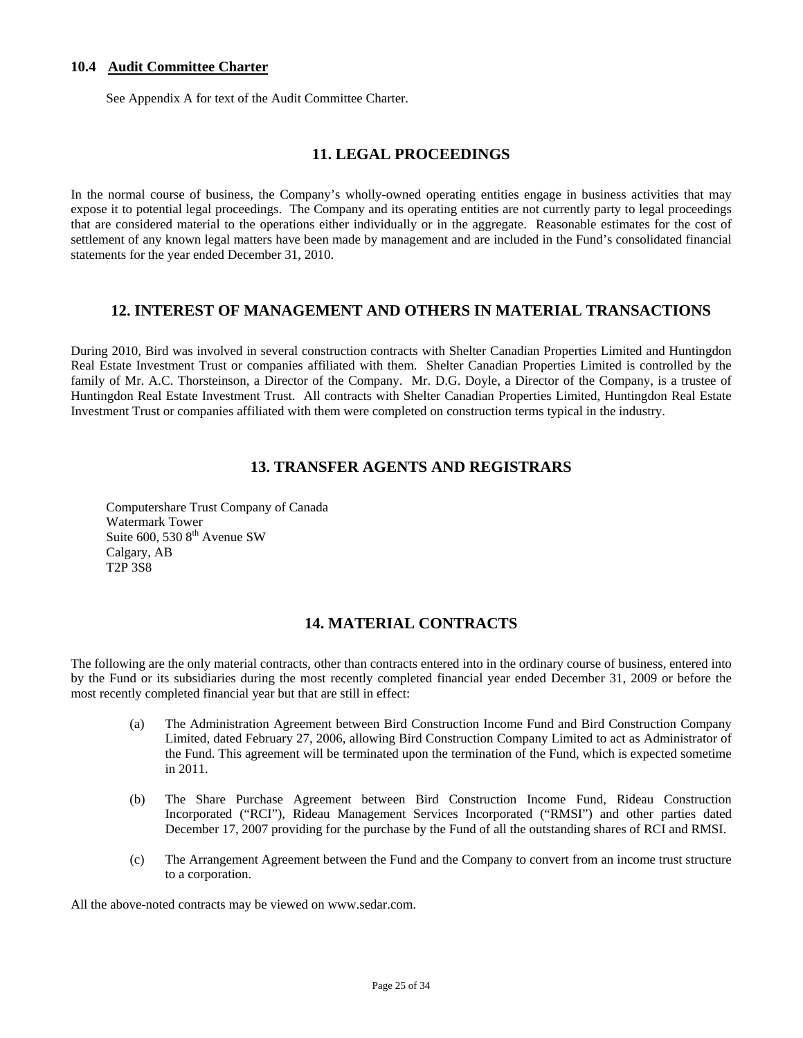### 10.4 Audit Committee Charter

See Appendix A for text of the Audit Committee Charter.

## 11. LEGAL PROCEEDINGS

In the normal course of business, the Company's wholly-owned operating entities engage in business activities that may expose it to potential legal proceedings. The Company and its operating entities are not currently party to legal proceedings that are considered material to the operations either individually or in the aggregate. Reasonable estimates for the cost of settlement of any known legal matters have been made by management and are included in the Fund's consolidated financial statements for the year ended December 31, 2010.

## 12. INTEREST OF MANAGEMENT AND OTHERS IN MATERIAL TRANSACTIONS

During 2010, Bird was involved in several construction contracts with Shelter Canadian Properties Limited and Huntingdon Real Estate Investment Trust or companies affiliated with them. Shelter Canadian Properties Limited is controlled by the family of Mr. A.C. Thorsteinson, a Director of the Company. Mr. D.G. Doyle, a Director of the Company, is a trustee of Huntingdon Real Estate Investment Trust. All contracts with Shelter Canadian Properties Limited, Huntingdon Real Estate Investment Trust or companies affiliated with them were completed on construction terms typical in the industry.

## 13. TRANSFER AGENTS AND REGISTRARS

Computershare Trust Company of Canada
Watermark Tower
Suite 600, 530 8th Avenue SW
Calgary, AB
T2P 3S8

## 14. MATERIAL CONTRACTS

The following are the only material contracts, other than contracts entered into in the ordinary course of business, entered into by the Fund or its subsidiaries during the most recently completed financial year ended December 31, 2009 or before the most recently completed financial year but that are still in effect:

(a) The Administration Agreement between Bird Construction Income Fund and Bird Construction Company Limited, dated February 27, 2006, allowing Bird Construction Company Limited to act as Administrator of the Fund. This agreement will be terminated upon the termination of the Fund, which is expected sometime in 2011.

(b) The Share Purchase Agreement between Bird Construction Income Fund, Rideau Construction Incorporated ("RCI"), Rideau Management Services Incorporated ("RMSI") and other parties dated December 17, 2007 providing for the purchase by the Fund of all the outstanding shares of RCI and RMSI.

(c) The Arrangement Agreement between the Fund and the Company to convert from an income trust structure to a corporation.

All the above-noted contracts may be viewed on www.sedar.com.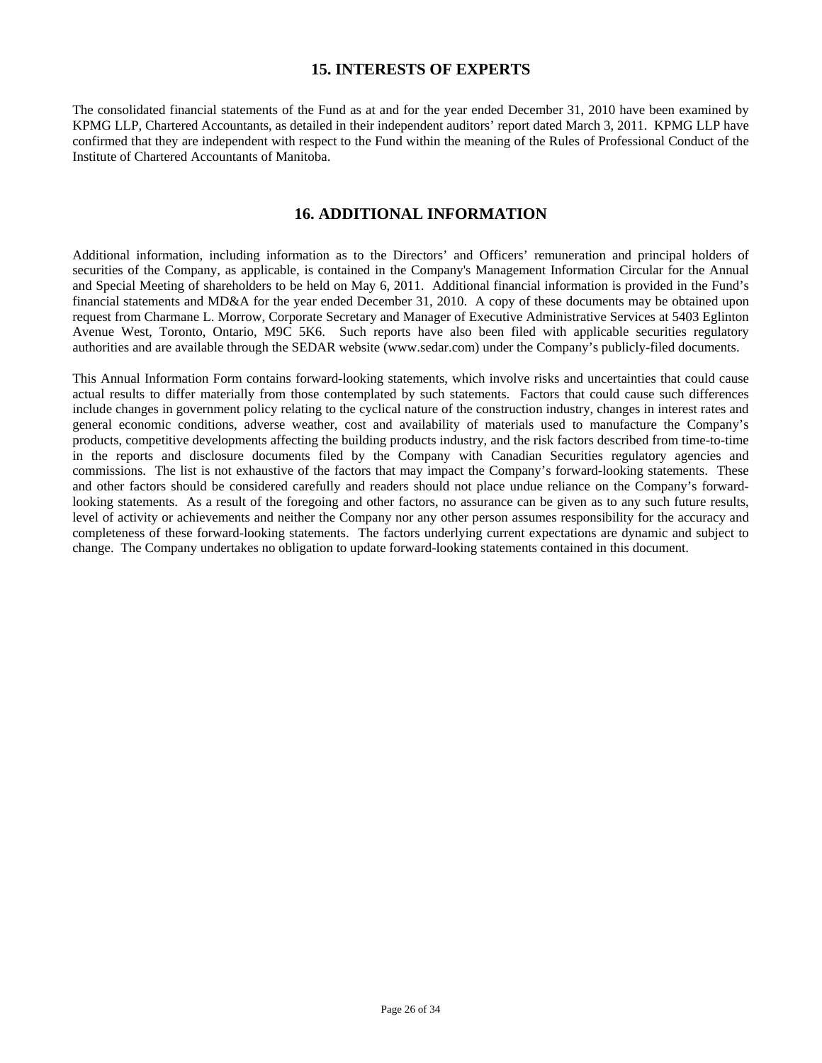## 15. INTERESTS OF EXPERTS

The consolidated financial statements of the Fund as at and for the year ended December 31, 2010 have been examined by KPMG LLP, Chartered Accountants, as detailed in their independent auditors' report dated March 3, 2011. KPMG LLP have confirmed that they are independent with respect to the Fund within the meaning of the Rules of Professional Conduct of the Institute of Chartered Accountants of Manitoba.

## 16. ADDITIONAL INFORMATION

Additional information, including information as to the Directors' and Officers' remuneration and principal holders of securities of the Company, as applicable, is contained in the Company's Management Information Circular for the Annual and Special Meeting of shareholders to be held on May 6, 2011. Additional financial information is provided in the Fund's financial statements and MD&A for the year ended December 31, 2010. A copy of these documents may be obtained upon request from Charmane L. Morrow, Corporate Secretary and Manager of Executive Administrative Services at 5403 Eglinton Avenue West, Toronto, Ontario, M9C 5K6. Such reports have also been filed with applicable securities regulatory authorities and are available through the SEDAR website (www.sedar.com) under the Company's publicly-filed documents.

This Annual Information Form contains forward-looking statements, which involve risks and uncertainties that could cause actual results to differ materially from those contemplated by such statements. Factors that could cause such differences include changes in government policy relating to the cyclical nature of the construction industry, changes in interest rates and general economic conditions, adverse weather, cost and availability of materials used to manufacture the Company's products, competitive developments affecting the building products industry, and the risk factors described from time-to-time in the reports and disclosure documents filed by the Company with Canadian Securities regulatory agencies and commissions. The list is not exhaustive of the factors that may impact the Company's forward-looking statements. These and other factors should be considered carefully and readers should not place undue reliance on the Company's forward-looking statements. As a result of the foregoing and other factors, no assurance can be given as to any such future results, level of activity or achievements and neither the Company nor any other person assumes responsibility for the accuracy and completeness of these forward-looking statements. The factors underlying current expectations are dynamic and subject to change. The Company undertakes no obligation to update forward-looking statements contained in this document.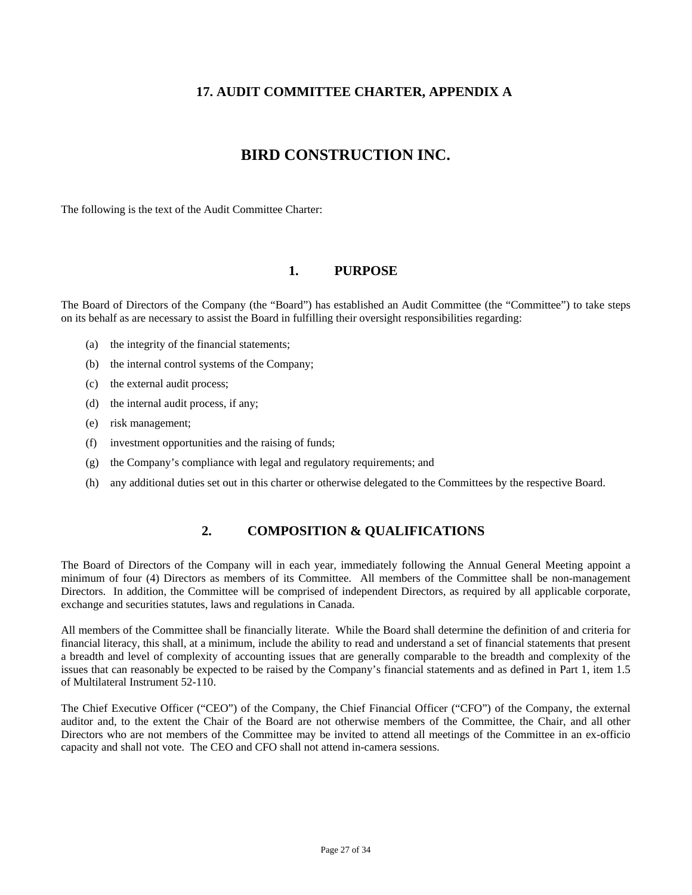## 17. AUDIT COMMITTEE CHARTER, APPENDIX A

# BIRD CONSTRUCTION INC.

The following is the text of the Audit Committee Charter:

## 1. PURPOSE

The Board of Directors of the Company (the "Board") has established an Audit Committee (the "Committee") to take steps on its behalf as are necessary to assist the Board in fulfilling their oversight responsibilities regarding:

(a) the integrity of the financial statements;

(b) the internal control systems of the Company;

(c) the external audit process;

(d) the internal audit process, if any;

(e) risk management;

(f) investment opportunities and the raising of funds;

(g) the Company's compliance with legal and regulatory requirements; and

(h) any additional duties set out in this charter or otherwise delegated to the Committees by the respective Board.

## 2. COMPOSITION & QUALIFICATIONS

The Board of Directors of the Company will in each year, immediately following the Annual General Meeting appoint a minimum of four (4) Directors as members of its Committee. All members of the Committee shall be non-management Directors. In addition, the Committee will be comprised of independent Directors, as required by all applicable corporate, exchange and securities statutes, laws and regulations in Canada.

All members of the Committee shall be financially literate. While the Board shall determine the definition of and criteria for financial literacy, this shall, at a minimum, include the ability to read and understand a set of financial statements that present a breadth and level of complexity of accounting issues that are generally comparable to the breadth and complexity of the issues that can reasonably be expected to be raised by the Company's financial statements and as defined in Part 1, item 1.5 of Multilateral Instrument 52-110.

The Chief Executive Officer ("CEO") of the Company, the Chief Financial Officer ("CFO") of the Company, the external auditor and, to the extent the Chair of the Board are not otherwise members of the Committee, the Chair, and all other Directors who are not members of the Committee may be invited to attend all meetings of the Committee in an ex-officio capacity and shall not vote. The CEO and CFO shall not attend in-camera sessions.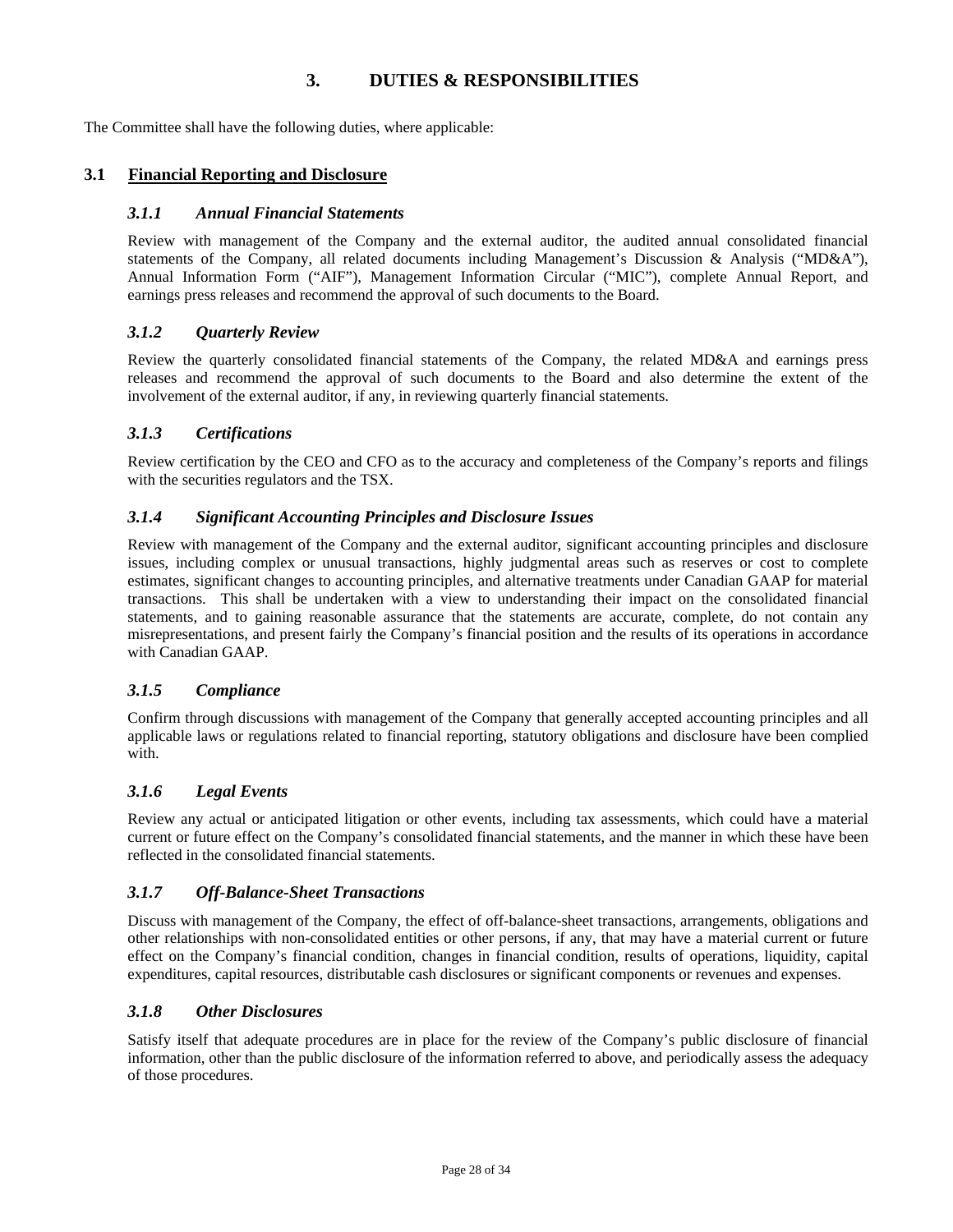# 3. DUTIES & RESPONSIBILITIES

The Committee shall have the following duties, where applicable:

## 3.1 Financial Reporting and Disclosure

### *3.1.1 Annual Financial Statements*

Review with management of the Company and the external auditor, the audited annual consolidated financial statements of the Company, all related documents including Management's Discussion & Analysis ("MD&A"), Annual Information Form ("AIF"), Management Information Circular ("MIC"), complete Annual Report, and earnings press releases and recommend the approval of such documents to the Board.

### *3.1.2 Quarterly Review*

Review the quarterly consolidated financial statements of the Company, the related MD&A and earnings press releases and recommend the approval of such documents to the Board and also determine the extent of the involvement of the external auditor, if any, in reviewing quarterly financial statements.

### *3.1.3 Certifications*

Review certification by the CEO and CFO as to the accuracy and completeness of the Company's reports and filings with the securities regulators and the TSX.

### *3.1.4 Significant Accounting Principles and Disclosure Issues*

Review with management of the Company and the external auditor, significant accounting principles and disclosure issues, including complex or unusual transactions, highly judgmental areas such as reserves or cost to complete estimates, significant changes to accounting principles, and alternative treatments under Canadian GAAP for material transactions. This shall be undertaken with a view to understanding their impact on the consolidated financial statements, and to gaining reasonable assurance that the statements are accurate, complete, do not contain any misrepresentations, and present fairly the Company's financial position and the results of its operations in accordance with Canadian GAAP.

### *3.1.5 Compliance*

Confirm through discussions with management of the Company that generally accepted accounting principles and all applicable laws or regulations related to financial reporting, statutory obligations and disclosure have been complied with.

### *3.1.6 Legal Events*

Review any actual or anticipated litigation or other events, including tax assessments, which could have a material current or future effect on the Company's consolidated financial statements, and the manner in which these have been reflected in the consolidated financial statements.

### *3.1.7 Off-Balance-Sheet Transactions*

Discuss with management of the Company, the effect of off-balance-sheet transactions, arrangements, obligations and other relationships with non-consolidated entities or other persons, if any, that may have a material current or future effect on the Company's financial condition, changes in financial condition, results of operations, liquidity, capital expenditures, capital resources, distributable cash disclosures or significant components or revenues and expenses.

### *3.1.8 Other Disclosures*

Satisfy itself that adequate procedures are in place for the review of the Company's public disclosure of financial information, other than the public disclosure of the information referred to above, and periodically assess the adequacy of those procedures.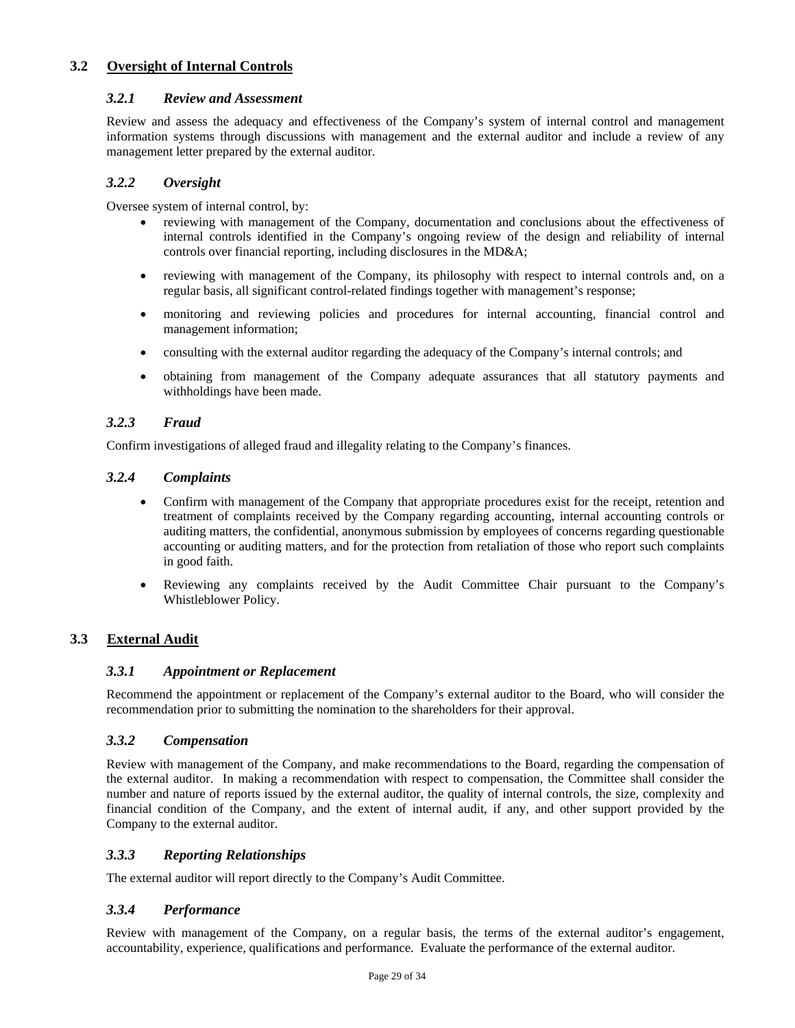## 3.2 Oversight of Internal Controls

### *3.2.1 Review and Assessment*

Review and assess the adequacy and effectiveness of the Company's system of internal control and management information systems through discussions with management and the external auditor and include a review of any management letter prepared by the external auditor.

### *3.2.2 Oversight*

Oversee system of internal control, by:

- reviewing with management of the Company, documentation and conclusions about the effectiveness of internal controls identified in the Company's ongoing review of the design and reliability of internal controls over financial reporting, including disclosures in the MD&A;
- reviewing with management of the Company, its philosophy with respect to internal controls and, on a regular basis, all significant control-related findings together with management's response;
- monitoring and reviewing policies and procedures for internal accounting, financial control and management information;
- consulting with the external auditor regarding the adequacy of the Company's internal controls; and
- obtaining from management of the Company adequate assurances that all statutory payments and withholdings have been made.

### *3.2.3 Fraud*

Confirm investigations of alleged fraud and illegality relating to the Company's finances.

### *3.2.4 Complaints*

- Confirm with management of the Company that appropriate procedures exist for the receipt, retention and treatment of complaints received by the Company regarding accounting, internal accounting controls or auditing matters, the confidential, anonymous submission by employees of concerns regarding questionable accounting or auditing matters, and for the protection from retaliation of those who report such complaints in good faith.
- Reviewing any complaints received by the Audit Committee Chair pursuant to the Company's Whistleblower Policy.

## 3.3 External Audit

### *3.3.1 Appointment or Replacement*

Recommend the appointment or replacement of the Company's external auditor to the Board, who will consider the recommendation prior to submitting the nomination to the shareholders for their approval.

### *3.3.2 Compensation*

Review with management of the Company, and make recommendations to the Board, regarding the compensation of the external auditor. In making a recommendation with respect to compensation, the Committee shall consider the number and nature of reports issued by the external auditor, the quality of internal controls, the size, complexity and financial condition of the Company, and the extent of internal audit, if any, and other support provided by the Company to the external auditor.

### *3.3.3 Reporting Relationships*

The external auditor will report directly to the Company's Audit Committee.

### *3.3.4 Performance*

Review with management of the Company, on a regular basis, the terms of the external auditor's engagement, accountability, experience, qualifications and performance. Evaluate the performance of the external auditor.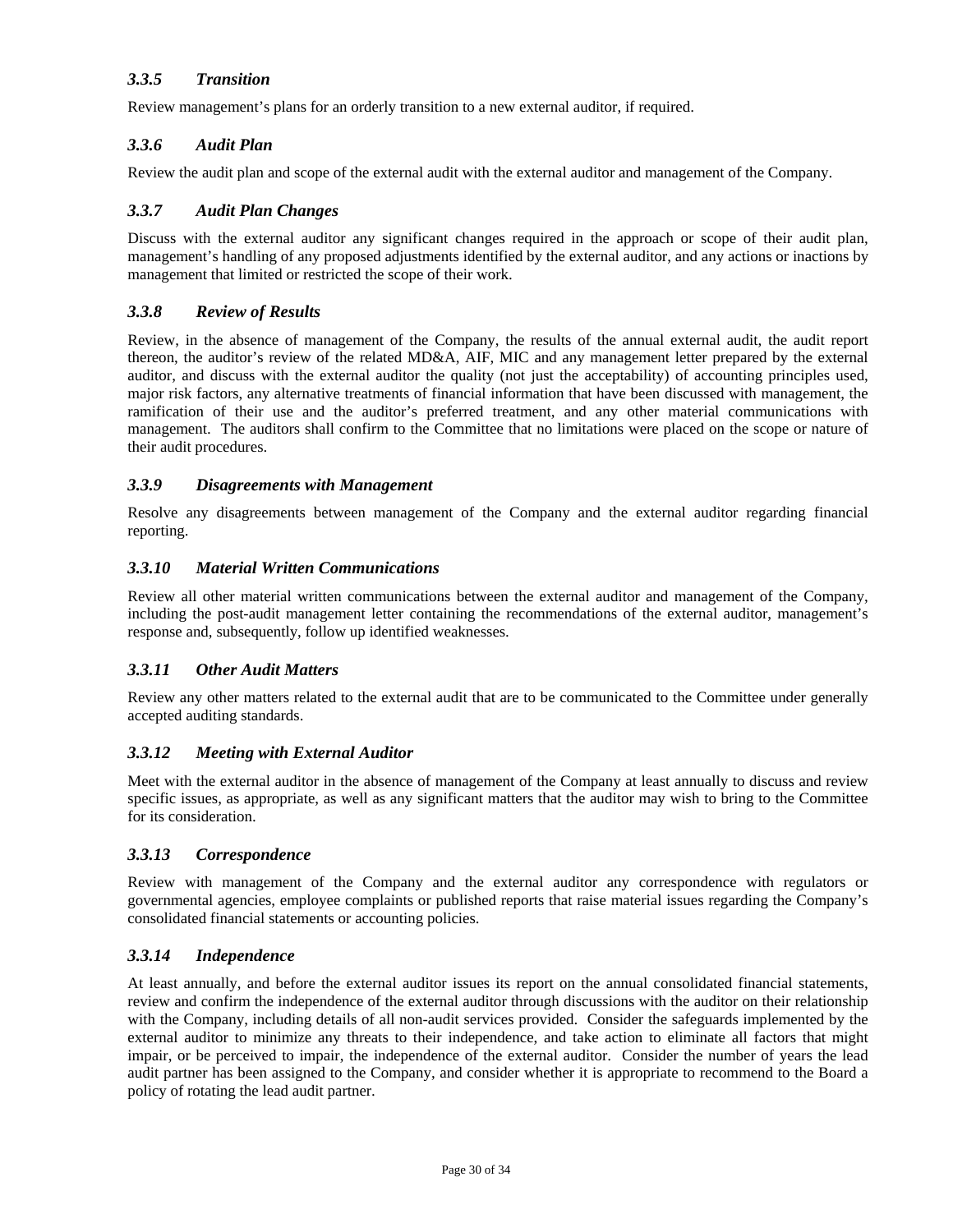### *3.3.5 Transition*

Review management's plans for an orderly transition to a new external auditor, if required.

### *3.3.6 Audit Plan*

Review the audit plan and scope of the external audit with the external auditor and management of the Company.

### *3.3.7 Audit Plan Changes*

Discuss with the external auditor any significant changes required in the approach or scope of their audit plan, management's handling of any proposed adjustments identified by the external auditor, and any actions or inactions by management that limited or restricted the scope of their work.

### *3.3.8 Review of Results*

Review, in the absence of management of the Company, the results of the annual external audit, the audit report thereon, the auditor's review of the related MD&A, AIF, MIC and any management letter prepared by the external auditor, and discuss with the external auditor the quality (not just the acceptability) of accounting principles used, major risk factors, any alternative treatments of financial information that have been discussed with management, the ramification of their use and the auditor's preferred treatment, and any other material communications with management. The auditors shall confirm to the Committee that no limitations were placed on the scope or nature of their audit procedures.

### *3.3.9 Disagreements with Management*

Resolve any disagreements between management of the Company and the external auditor regarding financial reporting.

### *3.3.10 Material Written Communications*

Review all other material written communications between the external auditor and management of the Company, including the post-audit management letter containing the recommendations of the external auditor, management's response and, subsequently, follow up identified weaknesses.

### *3.3.11 Other Audit Matters*

Review any other matters related to the external audit that are to be communicated to the Committee under generally accepted auditing standards.

### *3.3.12 Meeting with External Auditor*

Meet with the external auditor in the absence of management of the Company at least annually to discuss and review specific issues, as appropriate, as well as any significant matters that the auditor may wish to bring to the Committee for its consideration.

### *3.3.13 Correspondence*

Review with management of the Company and the external auditor any correspondence with regulators or governmental agencies, employee complaints or published reports that raise material issues regarding the Company's consolidated financial statements or accounting policies.

### *3.3.14 Independence*

At least annually, and before the external auditor issues its report on the annual consolidated financial statements, review and confirm the independence of the external auditor through discussions with the auditor on their relationship with the Company, including details of all non-audit services provided. Consider the safeguards implemented by the external auditor to minimize any threats to their independence, and take action to eliminate all factors that might impair, or be perceived to impair, the independence of the external auditor. Consider the number of years the lead audit partner has been assigned to the Company, and consider whether it is appropriate to recommend to the Board a policy of rotating the lead audit partner.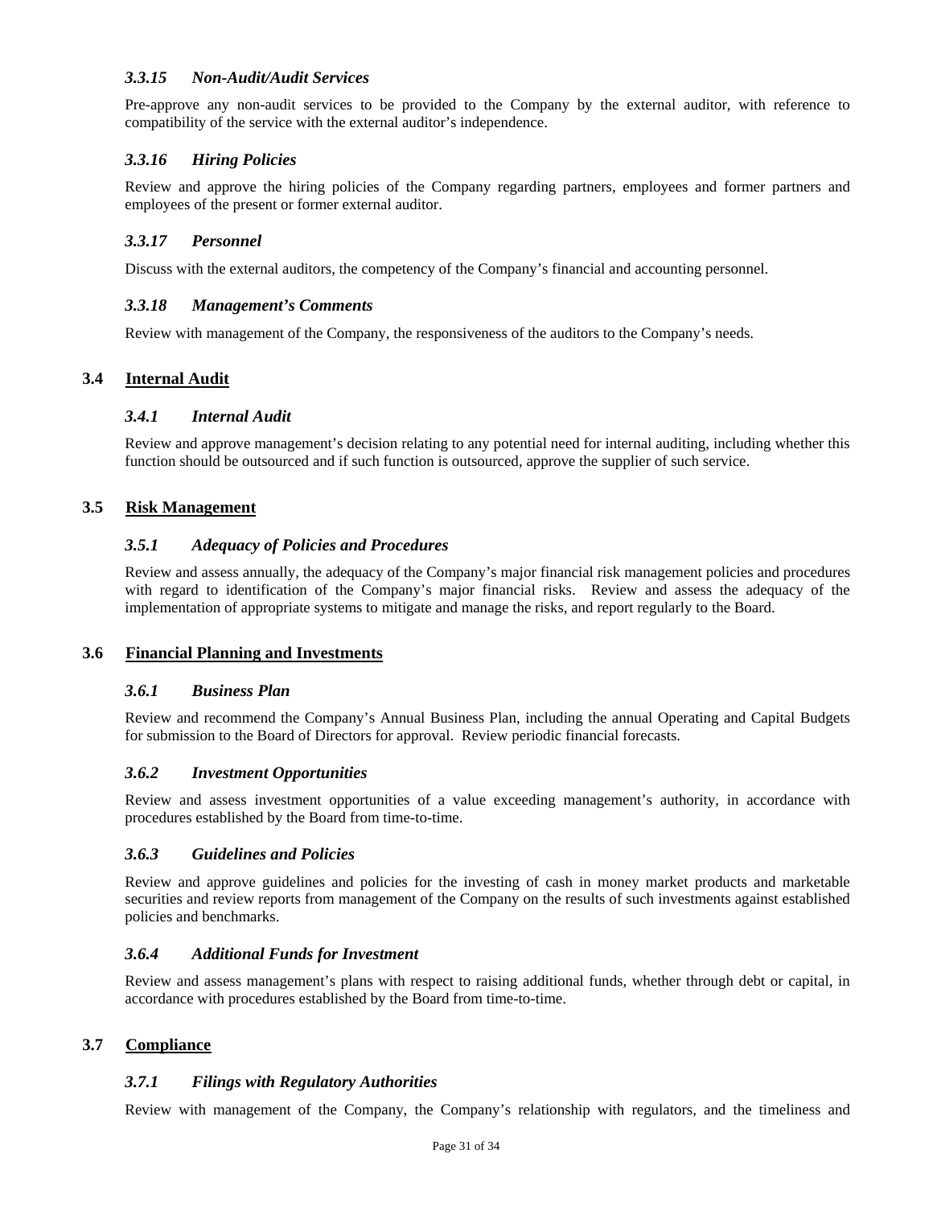#### *3.3.15 Non-Audit/Audit Services*

Pre-approve any non-audit services to be provided to the Company by the external auditor, with reference to compatibility of the service with the external auditor's independence.

#### *3.3.16 Hiring Policies*

Review and approve the hiring policies of the Company regarding partners, employees and former partners and employees of the present or former external auditor.

#### *3.3.17 Personnel*

Discuss with the external auditors, the competency of the Company's financial and accounting personnel.

#### *3.3.18 Management's Comments*

Review with management of the Company, the responsiveness of the auditors to the Company's needs.

### 3.4 Internal Audit

#### *3.4.1 Internal Audit*

Review and approve management's decision relating to any potential need for internal auditing, including whether this function should be outsourced and if such function is outsourced, approve the supplier of such service.

### 3.5 Risk Management

#### *3.5.1 Adequacy of Policies and Procedures*

Review and assess annually, the adequacy of the Company's major financial risk management policies and procedures with regard to identification of the Company's major financial risks. Review and assess the adequacy of the implementation of appropriate systems to mitigate and manage the risks, and report regularly to the Board.

### 3.6 Financial Planning and Investments

#### *3.6.1 Business Plan*

Review and recommend the Company's Annual Business Plan, including the annual Operating and Capital Budgets for submission to the Board of Directors for approval. Review periodic financial forecasts.

#### *3.6.2 Investment Opportunities*

Review and assess investment opportunities of a value exceeding management's authority, in accordance with procedures established by the Board from time-to-time.

#### *3.6.3 Guidelines and Policies*

Review and approve guidelines and policies for the investing of cash in money market products and marketable securities and review reports from management of the Company on the results of such investments against established policies and benchmarks.

#### *3.6.4 Additional Funds for Investment*

Review and assess management's plans with respect to raising additional funds, whether through debt or capital, in accordance with procedures established by the Board from time-to-time.

### 3.7 Compliance

#### *3.7.1 Filings with Regulatory Authorities*

Review with management of the Company, the Company's relationship with regulators, and the timeliness and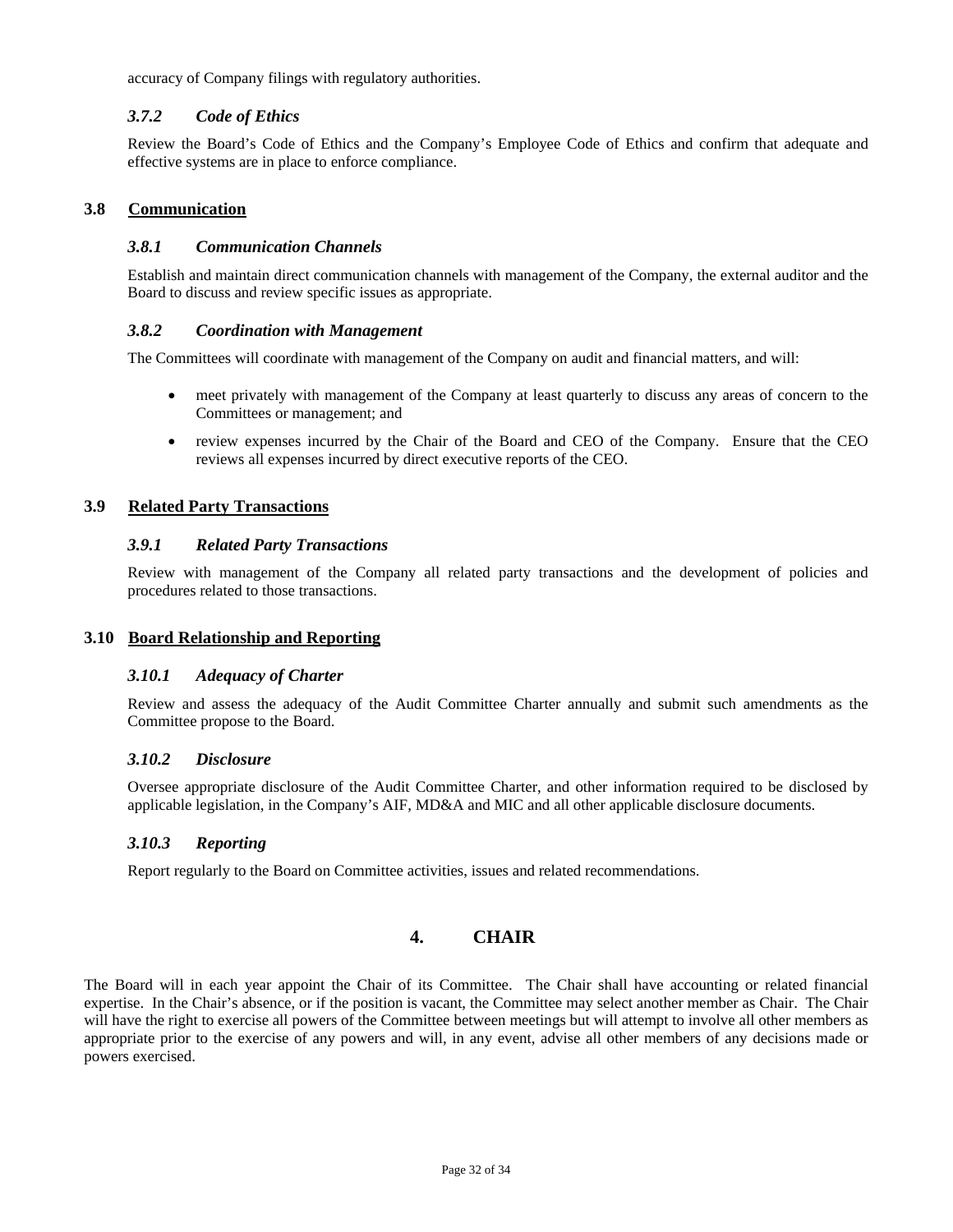accuracy of Company filings with regulatory authorities.

#### *3.7.2 Code of Ethics*

Review the Board's Code of Ethics and the Company's Employee Code of Ethics and confirm that adequate and effective systems are in place to enforce compliance.

### 3.8 Communication

#### *3.8.1 Communication Channels*

Establish and maintain direct communication channels with management of the Company, the external auditor and the Board to discuss and review specific issues as appropriate.

#### *3.8.2 Coordination with Management*

The Committees will coordinate with management of the Company on audit and financial matters, and will:

- meet privately with management of the Company at least quarterly to discuss any areas of concern to the Committees or management; and
- review expenses incurred by the Chair of the Board and CEO of the Company. Ensure that the CEO reviews all expenses incurred by direct executive reports of the CEO.

### 3.9 Related Party Transactions

#### *3.9.1 Related Party Transactions*

Review with management of the Company all related party transactions and the development of policies and procedures related to those transactions.

### 3.10 Board Relationship and Reporting

#### *3.10.1 Adequacy of Charter*

Review and assess the adequacy of the Audit Committee Charter annually and submit such amendments as the Committee propose to the Board.

#### *3.10.2 Disclosure*

Oversee appropriate disclosure of the Audit Committee Charter, and other information required to be disclosed by applicable legislation, in the Company's AIF, MD&A and MIC and all other applicable disclosure documents.

#### *3.10.3 Reporting*

Report regularly to the Board on Committee activities, issues and related recommendations.

## 4. CHAIR

The Board will in each year appoint the Chair of its Committee. The Chair shall have accounting or related financial expertise. In the Chair's absence, or if the position is vacant, the Committee may select another member as Chair. The Chair will have the right to exercise all powers of the Committee between meetings but will attempt to involve all other members as appropriate prior to the exercise of any powers and will, in any event, advise all other members of any decisions made or powers exercised.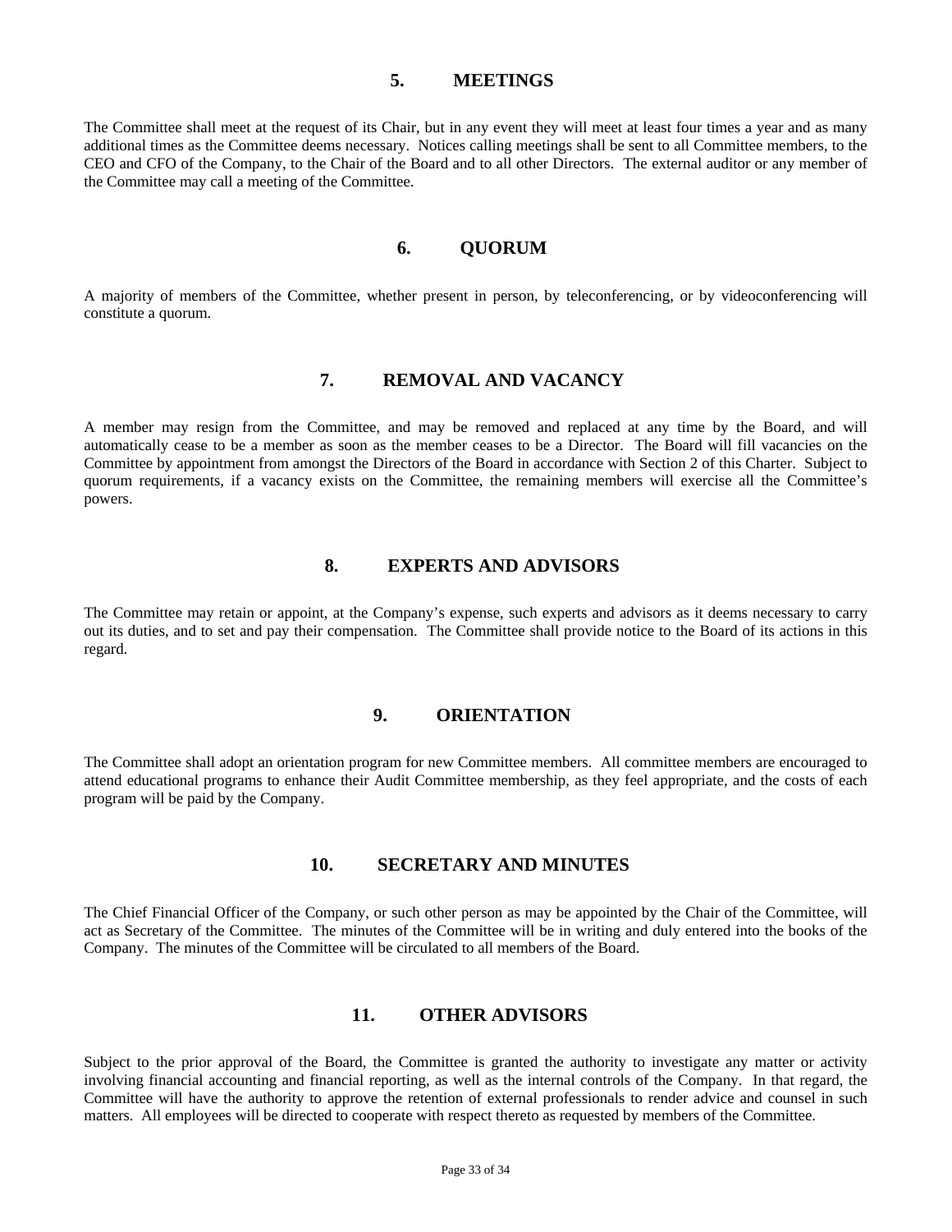## 5. MEETINGS

The Committee shall meet at the request of its Chair, but in any event they will meet at least four times a year and as many additional times as the Committee deems necessary. Notices calling meetings shall be sent to all Committee members, to the CEO and CFO of the Company, to the Chair of the Board and to all other Directors. The external auditor or any member of the Committee may call a meeting of the Committee.

## 6. QUORUM

A majority of members of the Committee, whether present in person, by teleconferencing, or by videoconferencing will constitute a quorum.

## 7. REMOVAL AND VACANCY

A member may resign from the Committee, and may be removed and replaced at any time by the Board, and will automatically cease to be a member as soon as the member ceases to be a Director. The Board will fill vacancies on the Committee by appointment from amongst the Directors of the Board in accordance with Section 2 of this Charter. Subject to quorum requirements, if a vacancy exists on the Committee, the remaining members will exercise all the Committee's powers.

## 8. EXPERTS AND ADVISORS

The Committee may retain or appoint, at the Company's expense, such experts and advisors as it deems necessary to carry out its duties, and to set and pay their compensation. The Committee shall provide notice to the Board of its actions in this regard.

## 9. ORIENTATION

The Committee shall adopt an orientation program for new Committee members. All committee members are encouraged to attend educational programs to enhance their Audit Committee membership, as they feel appropriate, and the costs of each program will be paid by the Company.

## 10. SECRETARY AND MINUTES

The Chief Financial Officer of the Company, or such other person as may be appointed by the Chair of the Committee, will act as Secretary of the Committee. The minutes of the Committee will be in writing and duly entered into the books of the Company. The minutes of the Committee will be circulated to all members of the Board.

## 11. OTHER ADVISORS

Subject to the prior approval of the Board, the Committee is granted the authority to investigate any matter or activity involving financial accounting and financial reporting, as well as the internal controls of the Company. In that regard, the Committee will have the authority to approve the retention of external professionals to render advice and counsel in such matters. All employees will be directed to cooperate with respect thereto as requested by members of the Committee.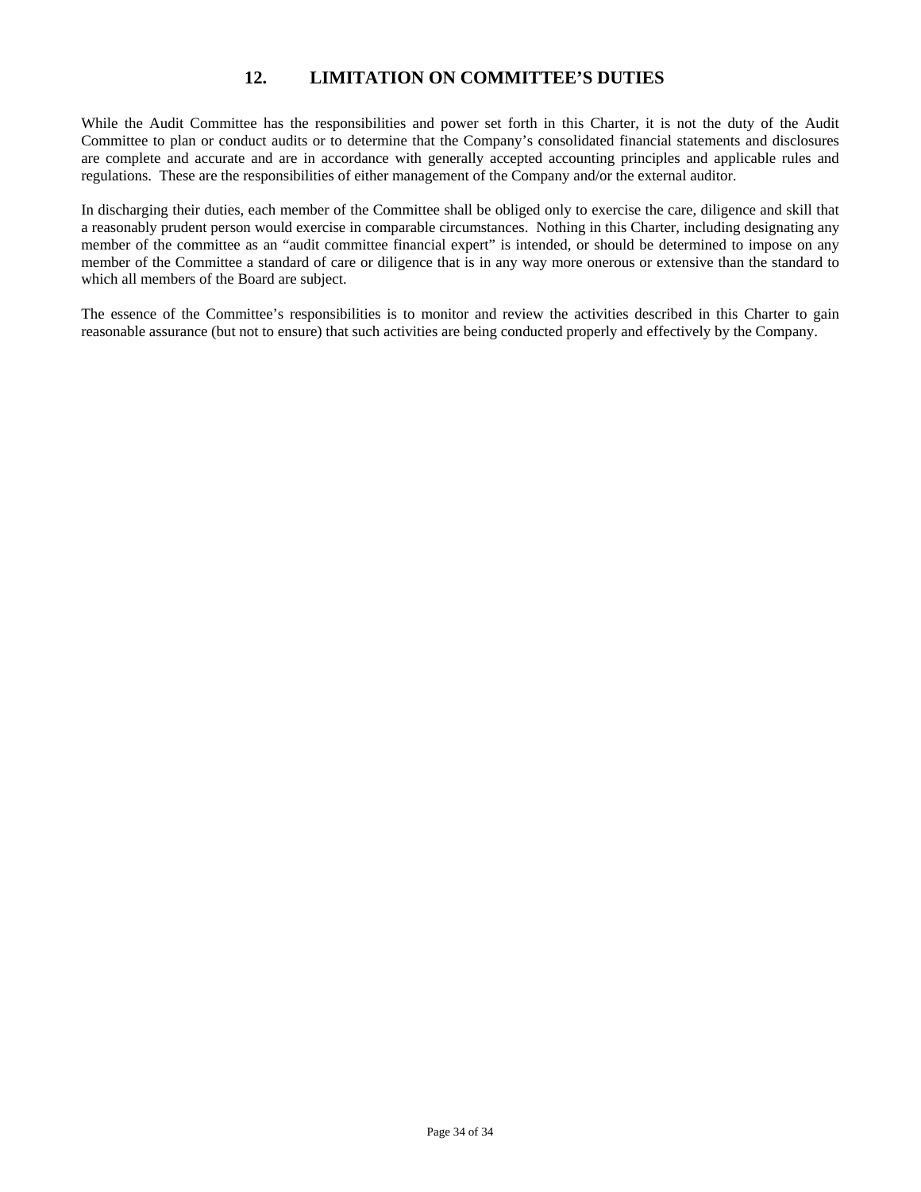## 12. LIMITATION ON COMMITTEE'S DUTIES

While the Audit Committee has the responsibilities and power set forth in this Charter, it is not the duty of the Audit Committee to plan or conduct audits or to determine that the Company's consolidated financial statements and disclosures are complete and accurate and are in accordance with generally accepted accounting principles and applicable rules and regulations. These are the responsibilities of either management of the Company and/or the external auditor.

In discharging their duties, each member of the Committee shall be obliged only to exercise the care, diligence and skill that a reasonably prudent person would exercise in comparable circumstances. Nothing in this Charter, including designating any member of the committee as an "audit committee financial expert" is intended, or should be determined to impose on any member of the Committee a standard of care or diligence that is in any way more onerous or extensive than the standard to which all members of the Board are subject.

The essence of the Committee's responsibilities is to monitor and review the activities described in this Charter to gain reasonable assurance (but not to ensure) that such activities are being conducted properly and effectively by the Company.